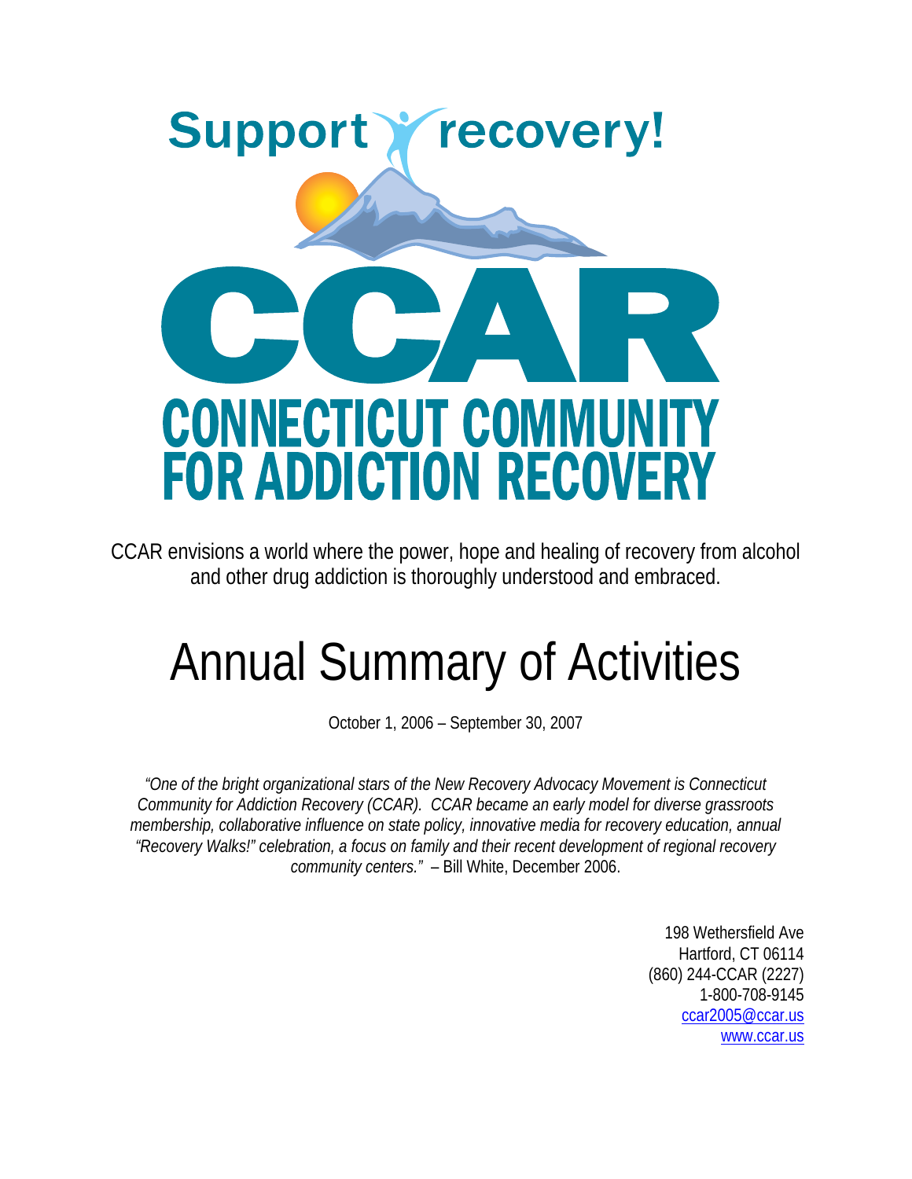Support recovery!

# CCAR

## CONNECTICUT COMMUNITY FOR ADDICTION RECOVERY

CCAR envisions a world where the power, hope and healing of recovery from alcohol and other drug addiction is thoroughly understood and embraced.

# Annual Summary of Activities

October 1, 2006 – September 30, 2007

*"One of the bright organizational stars of the New Recovery Advocacy Movement is Connecticut Community for Addiction Recovery (CCAR). CCAR became an early model for diverse grassroots membership, collaborative influence on state policy, innovative media for recovery education, annual "Recovery Walks!" celebration, a focus on family and their recent development of regional recovery community centers."* – Bill White, December 2006.

198 Wethersfield Ave
Hartford, CT 06114
(860) 244-CCAR (2227)
1-800-708-9145
ccar2005@ccar.us
www.ccar.us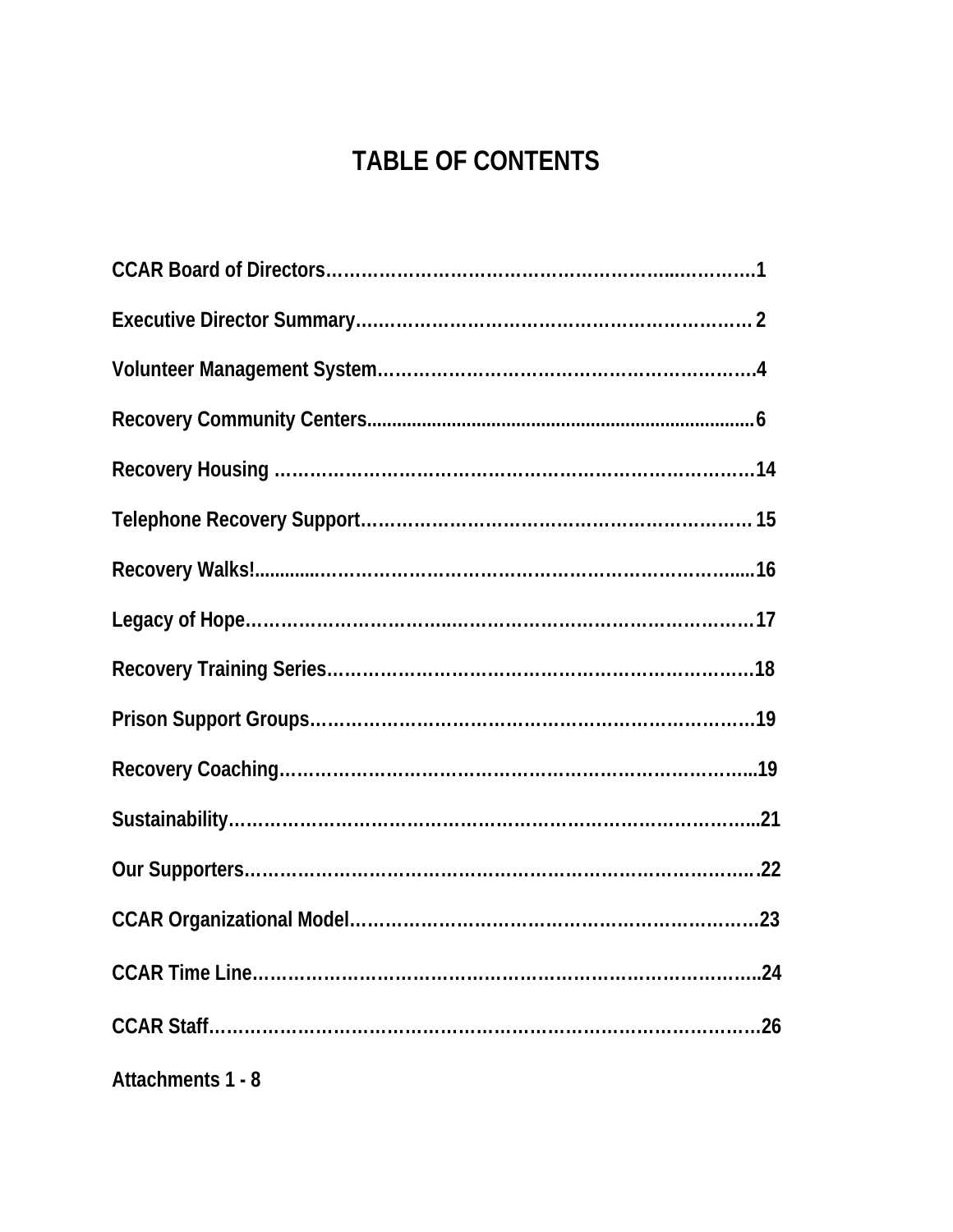# TABLE OF CONTENTS

**CCAR Board of Directors……………………………………………………...…………1**

**Executive Director Summary...……………….………………………….…………… 2**

**Volunteer Management System.………………………..……………………….…….4**

**Recovery Community Centers.............................................................................6**

**Recovery Housing ……………………………………………….………………….14**

**Telephone Recovery Support.…………………………………….……………… 15**

**Recovery Walks!..........……………………………………………………………......16**

**Legacy of Hope…………………………..……………………….………………….17**

**Recovery Training Series………………………………………………………….18**

**Prison Support Groups……………………………………………………………….19**

**Recovery Coaching…………………………………………………………………...19**

**Sustainability…………………………………………………………………….…...21**

**Our Supporters………………………………………………………………………..22**

**CCAR Organizational Model…………………………………………………………23**

**CCAR Time Line……………………………………………………………………...24**

**CCAR Staff……………………………………………………………………………26**

**Attachments 1 - 8**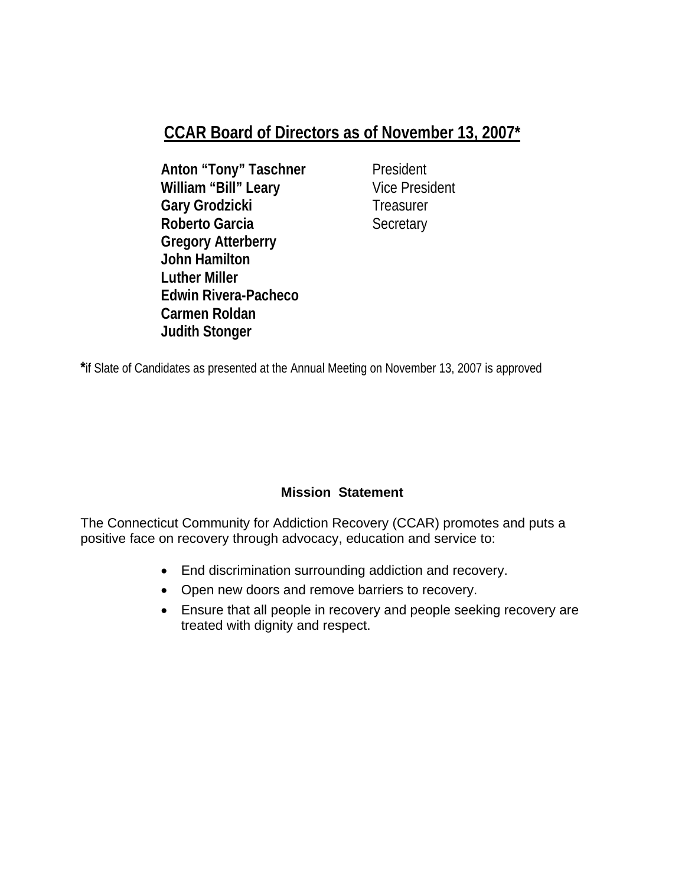## CCAR Board of Directors as of November 13, 2007*

| | |
|---|---|
| **Anton “Tony” Taschner** | President |
| **William “Bill” Leary** | Vice President |
| **Gary Grodzicki** | Treasurer |
| **Roberto Garcia** | Secretary |
| **Gregory Atterberry** | |
| **John Hamilton** | |
| **Luther Miller** | |
| **Edwin Rivera-Pacheco** | |
| **Carmen Roldan** | |
| **Judith Stonger** | |

*if Slate of Candidates as presented at the Annual Meeting on November 13, 2007 is approved

### Mission Statement

The Connecticut Community for Addiction Recovery (CCAR) promotes and puts a positive face on recovery through advocacy, education and service to:

- End discrimination surrounding addiction and recovery.
- Open new doors and remove barriers to recovery.
- Ensure that all people in recovery and people seeking recovery are treated with dignity and respect.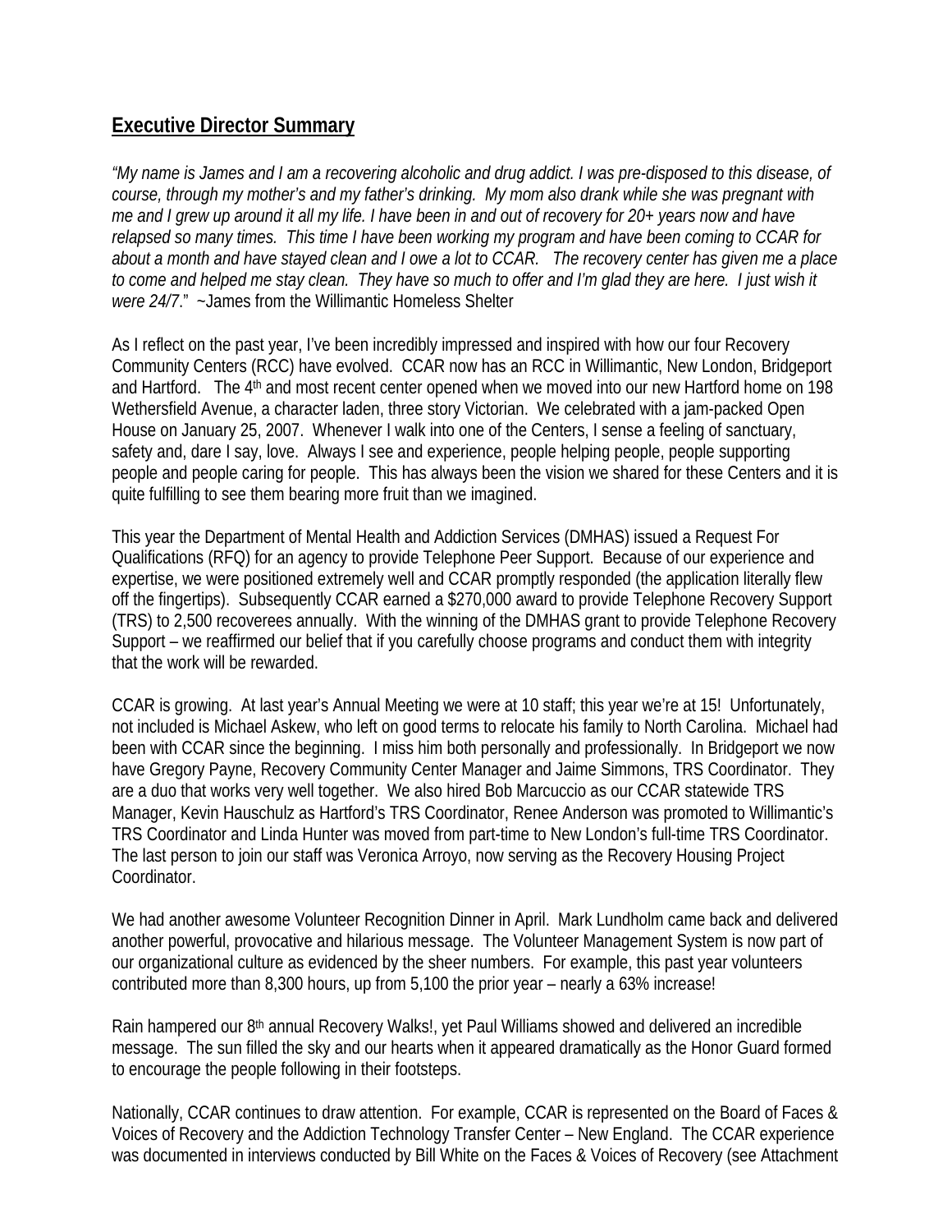## Executive Director Summary

*"My name is James and I am a recovering alcoholic and drug addict. I was pre-disposed to this disease, of course, through my mother's and my father's drinking. My mom also drank while she was pregnant with me and I grew up around it all my life. I have been in and out of recovery for 20+ years now and have relapsed so many times. This time I have been working my program and have been coming to CCAR for about a month and have stayed clean and I owe a lot to CCAR. The recovery center has given me a place to come and helped me stay clean. They have so much to offer and I'm glad they are here. I just wish it were 24/7*." ~James from the Willimantic Homeless Shelter

As I reflect on the past year, I've been incredibly impressed and inspired with how our four Recovery Community Centers (RCC) have evolved. CCAR now has an RCC in Willimantic, New London, Bridgeport and Hartford. The 4th and most recent center opened when we moved into our new Hartford home on 198 Wethersfield Avenue, a character laden, three story Victorian. We celebrated with a jam-packed Open House on January 25, 2007. Whenever I walk into one of the Centers, I sense a feeling of sanctuary, safety and, dare I say, love. Always I see and experience, people helping people, people supporting people and people caring for people. This has always been the vision we shared for these Centers and it is quite fulfilling to see them bearing more fruit than we imagined.

This year the Department of Mental Health and Addiction Services (DMHAS) issued a Request For Qualifications (RFQ) for an agency to provide Telephone Peer Support. Because of our experience and expertise, we were positioned extremely well and CCAR promptly responded (the application literally flew off the fingertips). Subsequently CCAR earned a $270,000 award to provide Telephone Recovery Support (TRS) to 2,500 recoverees annually. With the winning of the DMHAS grant to provide Telephone Recovery Support – we reaffirmed our belief that if you carefully choose programs and conduct them with integrity that the work will be rewarded.

CCAR is growing. At last year's Annual Meeting we were at 10 staff; this year we're at 15! Unfortunately, not included is Michael Askew, who left on good terms to relocate his family to North Carolina. Michael had been with CCAR since the beginning. I miss him both personally and professionally. In Bridgeport we now have Gregory Payne, Recovery Community Center Manager and Jaime Simmons, TRS Coordinator. They are a duo that works very well together. We also hired Bob Marcuccio as our CCAR statewide TRS Manager, Kevin Hauschulz as Hartford's TRS Coordinator, Renee Anderson was promoted to Willimantic's TRS Coordinator and Linda Hunter was moved from part-time to New London's full-time TRS Coordinator. The last person to join our staff was Veronica Arroyo, now serving as the Recovery Housing Project Coordinator.

We had another awesome Volunteer Recognition Dinner in April. Mark Lundholm came back and delivered another powerful, provocative and hilarious message. The Volunteer Management System is now part of our organizational culture as evidenced by the sheer numbers. For example, this past year volunteers contributed more than 8,300 hours, up from 5,100 the prior year – nearly a 63% increase!

Rain hampered our 8th annual Recovery Walks!, yet Paul Williams showed and delivered an incredible message. The sun filled the sky and our hearts when it appeared dramatically as the Honor Guard formed to encourage the people following in their footsteps.

Nationally, CCAR continues to draw attention. For example, CCAR is represented on the Board of Faces & Voices of Recovery and the Addiction Technology Transfer Center – New England. The CCAR experience was documented in interviews conducted by Bill White on the Faces & Voices of Recovery (see Attachment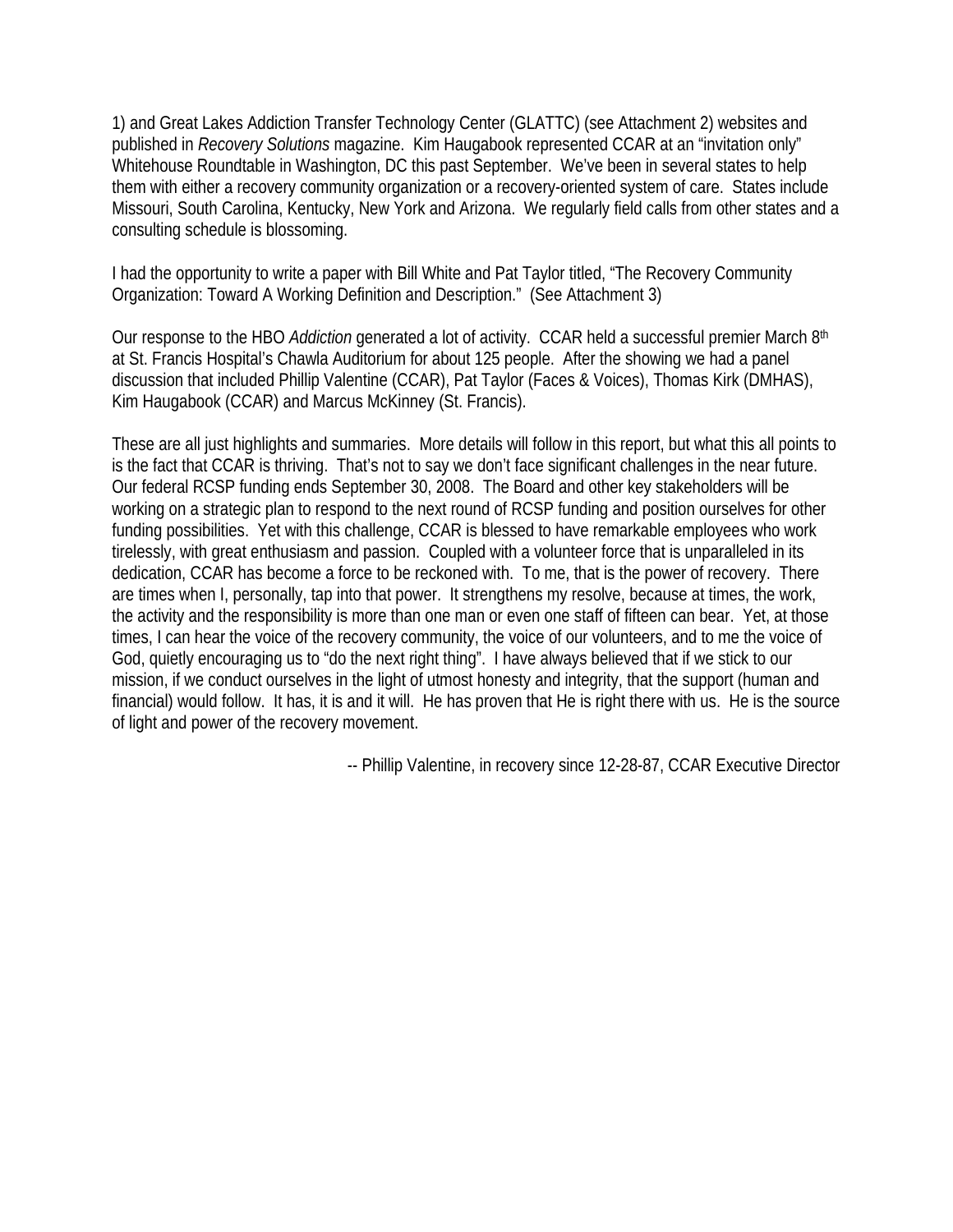1) and Great Lakes Addiction Transfer Technology Center (GLATTC) (see Attachment 2) websites and published in *Recovery Solutions* magazine. Kim Haugabook represented CCAR at an "invitation only" Whitehouse Roundtable in Washington, DC this past September. We've been in several states to help them with either a recovery community organization or a recovery-oriented system of care. States include Missouri, South Carolina, Kentucky, New York and Arizona. We regularly field calls from other states and a consulting schedule is blossoming.

I had the opportunity to write a paper with Bill White and Pat Taylor titled, "The Recovery Community Organization: Toward A Working Definition and Description." (See Attachment 3)

Our response to the HBO *Addiction* generated a lot of activity. CCAR held a successful premier March 8th at St. Francis Hospital's Chawla Auditorium for about 125 people. After the showing we had a panel discussion that included Phillip Valentine (CCAR), Pat Taylor (Faces & Voices), Thomas Kirk (DMHAS), Kim Haugabook (CCAR) and Marcus McKinney (St. Francis).

These are all just highlights and summaries. More details will follow in this report, but what this all points to is the fact that CCAR is thriving. That's not to say we don't face significant challenges in the near future. Our federal RCSP funding ends September 30, 2008. The Board and other key stakeholders will be working on a strategic plan to respond to the next round of RCSP funding and position ourselves for other funding possibilities. Yet with this challenge, CCAR is blessed to have remarkable employees who work tirelessly, with great enthusiasm and passion. Coupled with a volunteer force that is unparalleled in its dedication, CCAR has become a force to be reckoned with. To me, that is the power of recovery. There are times when I, personally, tap into that power. It strengthens my resolve, because at times, the work, the activity and the responsibility is more than one man or even one staff of fifteen can bear. Yet, at those times, I can hear the voice of the recovery community, the voice of our volunteers, and to me the voice of God, quietly encouraging us to "do the next right thing". I have always believed that if we stick to our mission, if we conduct ourselves in the light of utmost honesty and integrity, that the support (human and financial) would follow. It has, it is and it will. He has proven that He is right there with us. He is the source of light and power of the recovery movement.

-- Phillip Valentine, in recovery since 12-28-87, CCAR Executive Director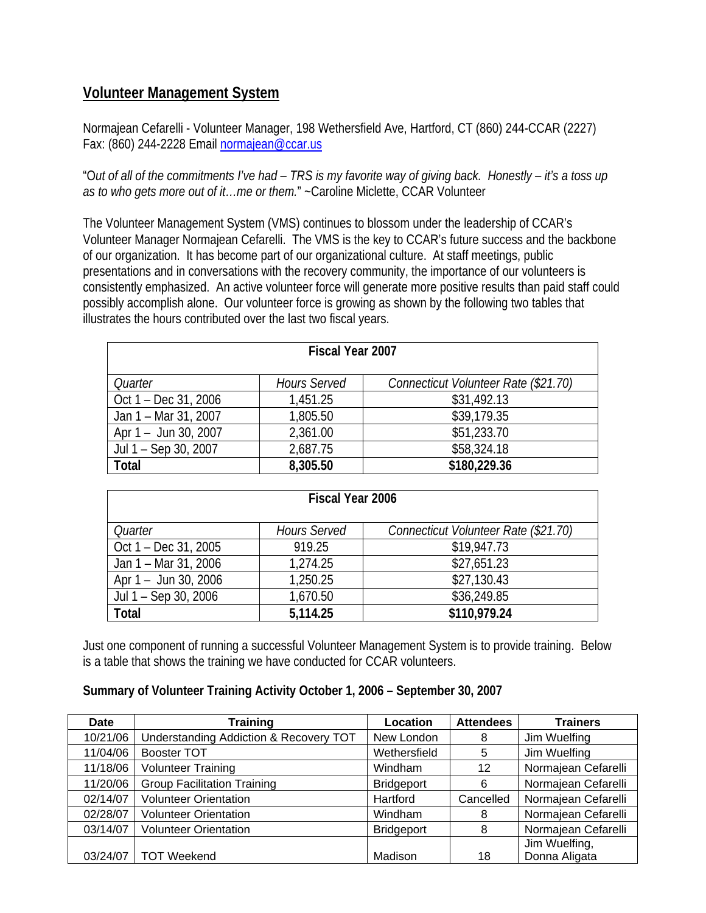## Volunteer Management System

Normajean Cefarelli - Volunteer Manager, 198 Wethersfield Ave, Hartford, CT (860) 244-CCAR (2227) Fax: (860) 244-2228 Email normajean@ccar.us

"*Out of all of the commitments I've had – TRS is my favorite way of giving back. Honestly – it's a toss up as to who gets more out of it…me or them.*" ~Caroline Miclette, CCAR Volunteer

The Volunteer Management System (VMS) continues to blossom under the leadership of CCAR's Volunteer Manager Normajean Cefarelli. The VMS is the key to CCAR's future success and the backbone of our organization. It has become part of our organizational culture. At staff meetings, public presentations and in conversations with the recovery community, the importance of our volunteers is consistently emphasized. An active volunteer force will generate more positive results than paid staff could possibly accomplish alone. Our volunteer force is growing as shown by the following two tables that illustrates the hours contributed over the last two fiscal years.

| **Fiscal Year 2007** | | |
|---|---|---|
| *Quarter* | *Hours Served* | *Connecticut Volunteer Rate ($21.70)* |
| Oct 1 – Dec 31, 2006 | 1,451.25 | $31,492.13 |
| Jan 1 – Mar 31, 2007 | 1,805.50 | $39,179.35 |
| Apr 1 – Jun 30, 2007 | 2,361.00 | $51,233.70 |
| Jul 1 – Sep 30, 2007 | 2,687.75 | $58,324.18 |
| **Total** | **8,305.50** | **$180,229.36** |

| **Fiscal Year 2006** | | |
|---|---|---|
| *Quarter* | *Hours Served* | *Connecticut Volunteer Rate ($21.70)* |
| Oct 1 – Dec 31, 2005 | 919.25 | $19,947.73 |
| Jan 1 – Mar 31, 2006 | 1,274.25 | $27,651.23 |
| Apr 1 – Jun 30, 2006 | 1,250.25 | $27,130.43 |
| Jul 1 – Sep 30, 2006 | 1,670.50 | $36,249.85 |
| **Total** | **5,114.25** | **$110,979.24** |

Just one component of running a successful Volunteer Management System is to provide training. Below is a table that shows the training we have conducted for CCAR volunteers.

**Summary of Volunteer Training Activity October 1, 2006 – September 30, 2007**

| Date | Training | Location | Attendees | Trainers |
|---|---|---|---|---|
| 10/21/06 | Understanding Addiction & Recovery TOT | New London | 8 | Jim Wuelfing |
| 11/04/06 | Booster TOT | Wethersfield | 5 | Jim Wuelfing |
| 11/18/06 | Volunteer Training | Windham | 12 | Normajean Cefarelli |
| 11/20/06 | Group Facilitation Training | Bridgeport | 6 | Normajean Cefarelli |
| 02/14/07 | Volunteer Orientation | Hartford | Cancelled | Normajean Cefarelli |
| 02/28/07 | Volunteer Orientation | Windham | 8 | Normajean Cefarelli |
| 03/14/07 | Volunteer Orientation | Bridgeport | 8 | Normajean Cefarelli |
| 03/24/07 | TOT Weekend | Madison | 18 | Jim Wuelfing, Donna Aligata |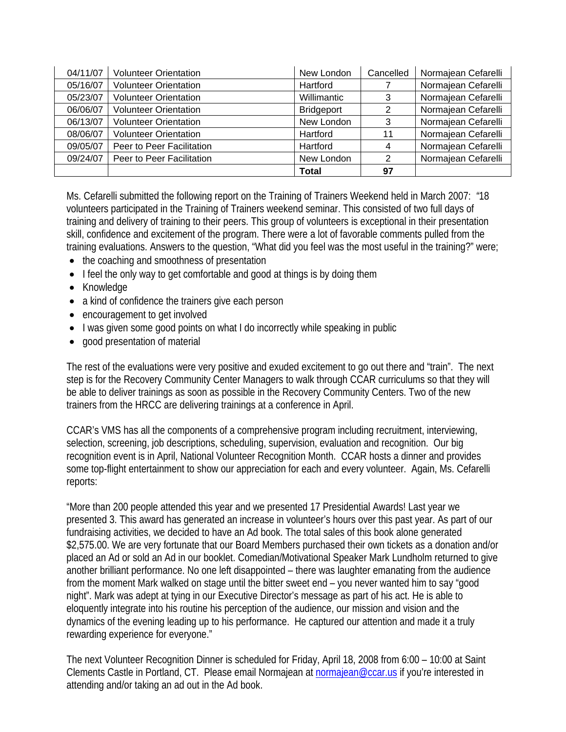| | | | | |
|---|---|---|---|---|
| 04/11/07 | Volunteer Orientation | New London | Cancelled | Normajean Cefarelli |
| 05/16/07 | Volunteer Orientation | Hartford | 7 | Normajean Cefarelli |
| 05/23/07 | Volunteer Orientation | Willimantic | 3 | Normajean Cefarelli |
| 06/06/07 | Volunteer Orientation | Bridgeport | 2 | Normajean Cefarelli |
| 06/13/07 | Volunteer Orientation | New London | 3 | Normajean Cefarelli |
| 08/06/07 | Volunteer Orientation | Hartford | 11 | Normajean Cefarelli |
| 09/05/07 | Peer to Peer Facilitation | Hartford | 4 | Normajean Cefarelli |
| 09/24/07 | Peer to Peer Facilitation | New London | 2 | Normajean Cefarelli |
| | | **Total** | **97** | |

Ms. Cefarelli submitted the following report on the Training of Trainers Weekend held in March 2007: "18 volunteers participated in the Training of Trainers weekend seminar. This consisted of two full days of training and delivery of training to their peers. This group of volunteers is exceptional in their presentation skill, confidence and excitement of the program. There were a lot of favorable comments pulled from the training evaluations. Answers to the question, "What did you feel was the most useful in the training?" were;

- the coaching and smoothness of presentation
- I feel the only way to get comfortable and good at things is by doing them
- Knowledge
- a kind of confidence the trainers give each person
- encouragement to get involved
- I was given some good points on what I do incorrectly while speaking in public
- good presentation of material

The rest of the evaluations were very positive and exuded excitement to go out there and "train". The next step is for the Recovery Community Center Managers to walk through CCAR curriculums so that they will be able to deliver trainings as soon as possible in the Recovery Community Centers. Two of the new trainers from the HRCC are delivering trainings at a conference in April.

CCAR's VMS has all the components of a comprehensive program including recruitment, interviewing, selection, screening, job descriptions, scheduling, supervision, evaluation and recognition. Our big recognition event is in April, National Volunteer Recognition Month. CCAR hosts a dinner and provides some top-flight entertainment to show our appreciation for each and every volunteer. Again, Ms. Cefarelli reports:

"More than 200 people attended this year and we presented 17 Presidential Awards! Last year we presented 3. This award has generated an increase in volunteer's hours over this past year. As part of our fundraising activities, we decided to have an Ad book. The total sales of this book alone generated $2,575.00. We are very fortunate that our Board Members purchased their own tickets as a donation and/or placed an Ad or sold an Ad in our booklet. Comedian/Motivational Speaker Mark Lundholm returned to give another brilliant performance. No one left disappointed – there was laughter emanating from the audience from the moment Mark walked on stage until the bitter sweet end – you never wanted him to say "good night". Mark was adept at tying in our Executive Director's message as part of his act. He is able to eloquently integrate into his routine his perception of the audience, our mission and vision and the dynamics of the evening leading up to his performance. He captured our attention and made it a truly rewarding experience for everyone."

The next Volunteer Recognition Dinner is scheduled for Friday, April 18, 2008 from 6:00 – 10:00 at Saint Clements Castle in Portland, CT. Please email Normajean at normajean@ccar.us if you're interested in attending and/or taking an ad out in the Ad book.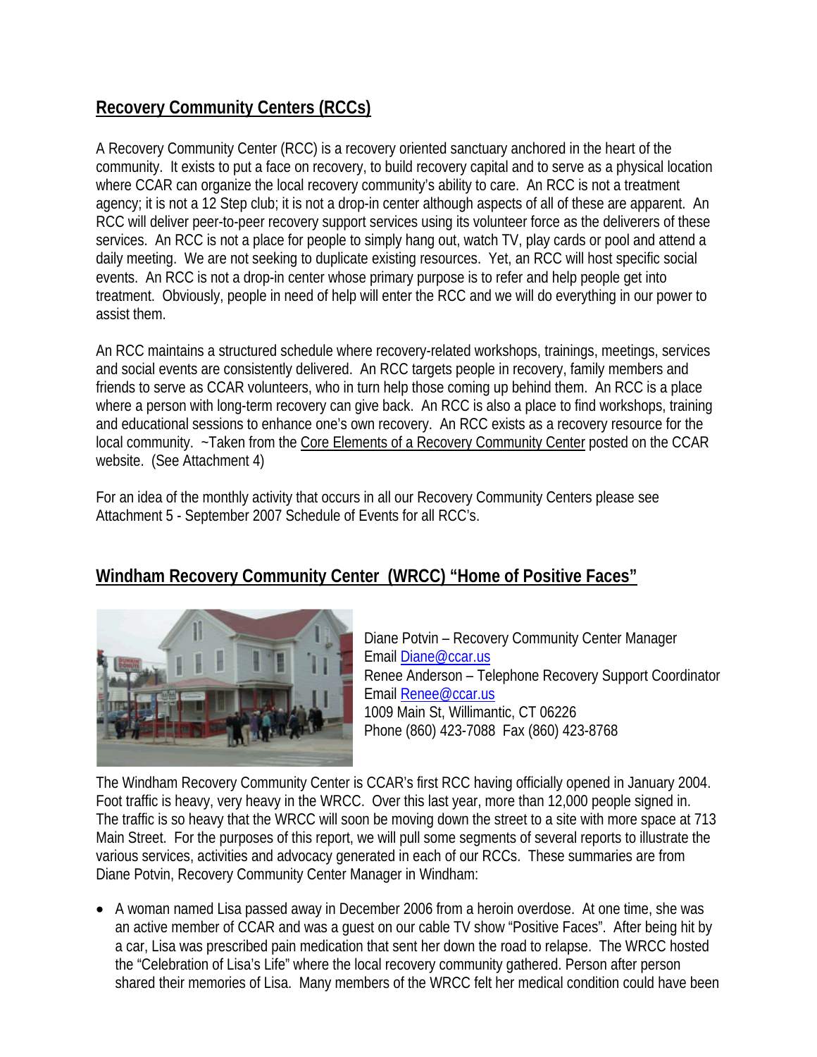## Recovery Community Centers (RCCs)

A Recovery Community Center (RCC) is a recovery oriented sanctuary anchored in the heart of the community. It exists to put a face on recovery, to build recovery capital and to serve as a physical location where CCAR can organize the local recovery community's ability to care. An RCC is not a treatment agency; it is not a 12 Step club; it is not a drop-in center although aspects of all of these are apparent. An RCC will deliver peer-to-peer recovery support services using its volunteer force as the deliverers of these services. An RCC is not a place for people to simply hang out, watch TV, play cards or pool and attend a daily meeting. We are not seeking to duplicate existing resources. Yet, an RCC will host specific social events. An RCC is not a drop-in center whose primary purpose is to refer and help people get into treatment. Obviously, people in need of help will enter the RCC and we will do everything in our power to assist them.

An RCC maintains a structured schedule where recovery-related workshops, trainings, meetings, services and social events are consistently delivered. An RCC targets people in recovery, family members and friends to serve as CCAR volunteers, who in turn help those coming up behind them. An RCC is a place where a person with long-term recovery can give back. An RCC is also a place to find workshops, training and educational sessions to enhance one's own recovery. An RCC exists as a recovery resource for the local community. ~Taken from the Core Elements of a Recovery Community Center posted on the CCAR website. (See Attachment 4)

For an idea of the monthly activity that occurs in all our Recovery Community Centers please see Attachment 5 - September 2007 Schedule of Events for all RCC's.

## Windham Recovery Community Center (WRCC) "Home of Positive Faces"

Diane Potvin – Recovery Community Center Manager
Email Diane@ccar.us
Renee Anderson – Telephone Recovery Support Coordinator
Email Renee@ccar.us
1009 Main St, Willimantic, CT 06226
Phone (860) 423-7088 Fax (860) 423-8768

The Windham Recovery Community Center is CCAR's first RCC having officially opened in January 2004. Foot traffic is heavy, very heavy in the WRCC. Over this last year, more than 12,000 people signed in. The traffic is so heavy that the WRCC will soon be moving down the street to a site with more space at 713 Main Street. For the purposes of this report, we will pull some segments of several reports to illustrate the various services, activities and advocacy generated in each of our RCCs. These summaries are from Diane Potvin, Recovery Community Center Manager in Windham:

- A woman named Lisa passed away in December 2006 from a heroin overdose. At one time, she was an active member of CCAR and was a guest on our cable TV show "Positive Faces". After being hit by a car, Lisa was prescribed pain medication that sent her down the road to relapse. The WRCC hosted the "Celebration of Lisa's Life" where the local recovery community gathered. Person after person shared their memories of Lisa. Many members of the WRCC felt her medical condition could have been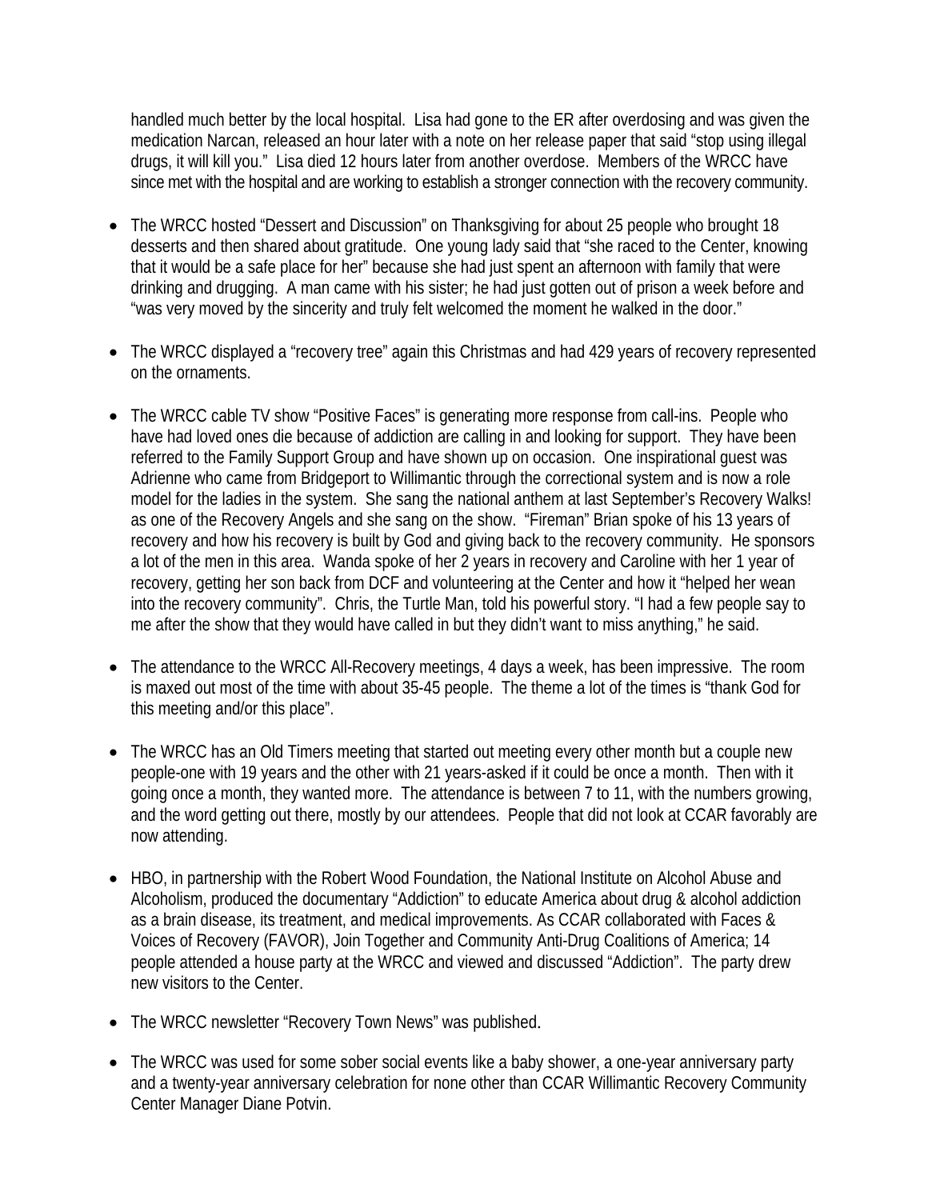handled much better by the local hospital. Lisa had gone to the ER after overdosing and was given the medication Narcan, released an hour later with a note on her release paper that said "stop using illegal drugs, it will kill you." Lisa died 12 hours later from another overdose. Members of the WRCC have since met with the hospital and are working to establish a stronger connection with the recovery community.

- The WRCC hosted "Dessert and Discussion" on Thanksgiving for about 25 people who brought 18 desserts and then shared about gratitude. One young lady said that "she raced to the Center, knowing that it would be a safe place for her" because she had just spent an afternoon with family that were drinking and drugging. A man came with his sister; he had just gotten out of prison a week before and "was very moved by the sincerity and truly felt welcomed the moment he walked in the door."

- The WRCC displayed a "recovery tree" again this Christmas and had 429 years of recovery represented on the ornaments.

- The WRCC cable TV show "Positive Faces" is generating more response from call-ins. People who have had loved ones die because of addiction are calling in and looking for support. They have been referred to the Family Support Group and have shown up on occasion. One inspirational guest was Adrienne who came from Bridgeport to Willimantic through the correctional system and is now a role model for the ladies in the system. She sang the national anthem at last September's Recovery Walks! as one of the Recovery Angels and she sang on the show. "Fireman" Brian spoke of his 13 years of recovery and how his recovery is built by God and giving back to the recovery community. He sponsors a lot of the men in this area. Wanda spoke of her 2 years in recovery and Caroline with her 1 year of recovery, getting her son back from DCF and volunteering at the Center and how it "helped her wean into the recovery community". Chris, the Turtle Man, told his powerful story. "I had a few people say to me after the show that they would have called in but they didn't want to miss anything," he said.

- The attendance to the WRCC All-Recovery meetings, 4 days a week, has been impressive. The room is maxed out most of the time with about 35-45 people. The theme a lot of the times is "thank God for this meeting and/or this place".

- The WRCC has an Old Timers meeting that started out meeting every other month but a couple new people-one with 19 years and the other with 21 years-asked if it could be once a month. Then with it going once a month, they wanted more. The attendance is between 7 to 11, with the numbers growing, and the word getting out there, mostly by our attendees. People that did not look at CCAR favorably are now attending.

- HBO, in partnership with the Robert Wood Foundation, the National Institute on Alcohol Abuse and Alcoholism, produced the documentary "Addiction" to educate America about drug & alcohol addiction as a brain disease, its treatment, and medical improvements. As CCAR collaborated with Faces & Voices of Recovery (FAVOR), Join Together and Community Anti-Drug Coalitions of America; 14 people attended a house party at the WRCC and viewed and discussed "Addiction". The party drew new visitors to the Center.

- The WRCC newsletter "Recovery Town News" was published.

- The WRCC was used for some sober social events like a baby shower, a one-year anniversary party and a twenty-year anniversary celebration for none other than CCAR Willimantic Recovery Community Center Manager Diane Potvin.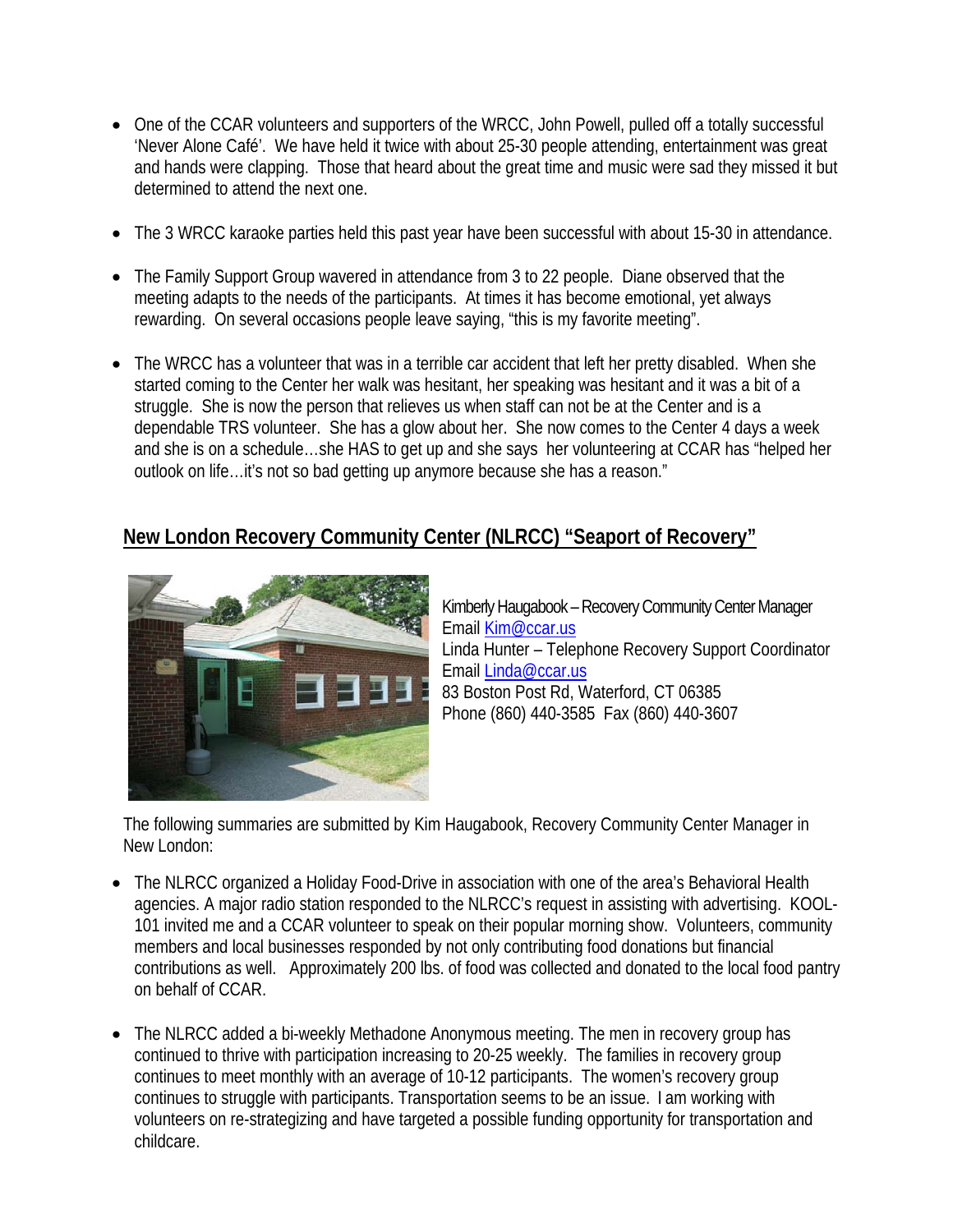- One of the CCAR volunteers and supporters of the WRCC, John Powell, pulled off a totally successful 'Never Alone Café'. We have held it twice with about 25-30 people attending, entertainment was great and hands were clapping. Those that heard about the great time and music were sad they missed it but determined to attend the next one.

- The 3 WRCC karaoke parties held this past year have been successful with about 15-30 in attendance.

- The Family Support Group wavered in attendance from 3 to 22 people. Diane observed that the meeting adapts to the needs of the participants. At times it has become emotional, yet always rewarding. On several occasions people leave saying, "this is my favorite meeting".

- The WRCC has a volunteer that was in a terrible car accident that left her pretty disabled. When she started coming to the Center her walk was hesitant, her speaking was hesitant and it was a bit of a struggle. She is now the person that relieves us when staff can not be at the Center and is a dependable TRS volunteer. She has a glow about her. She now comes to the Center 4 days a week and she is on a schedule…she HAS to get up and she says her volunteering at CCAR has "helped her outlook on life…it's not so bad getting up anymore because she has a reason."

## New London Recovery Community Center (NLRCC) "Seaport of Recovery"

Kimberly Haugabook – Recovery Community Center Manager
Email Kim@ccar.us
Linda Hunter – Telephone Recovery Support Coordinator
Email Linda@ccar.us
83 Boston Post Rd, Waterford, CT 06385
Phone (860) 440-3585 Fax (860) 440-3607

The following summaries are submitted by Kim Haugabook, Recovery Community Center Manager in New London:

- The NLRCC organized a Holiday Food-Drive in association with one of the area's Behavioral Health agencies. A major radio station responded to the NLRCC's request in assisting with advertising. KOOL-101 invited me and a CCAR volunteer to speak on their popular morning show. Volunteers, community members and local businesses responded by not only contributing food donations but financial contributions as well. Approximately 200 lbs. of food was collected and donated to the local food pantry on behalf of CCAR.

- The NLRCC added a bi-weekly Methadone Anonymous meeting. The men in recovery group has continued to thrive with participation increasing to 20-25 weekly. The families in recovery group continues to meet monthly with an average of 10-12 participants. The women's recovery group continues to struggle with participants. Transportation seems to be an issue. I am working with volunteers on re-strategizing and have targeted a possible funding opportunity for transportation and childcare.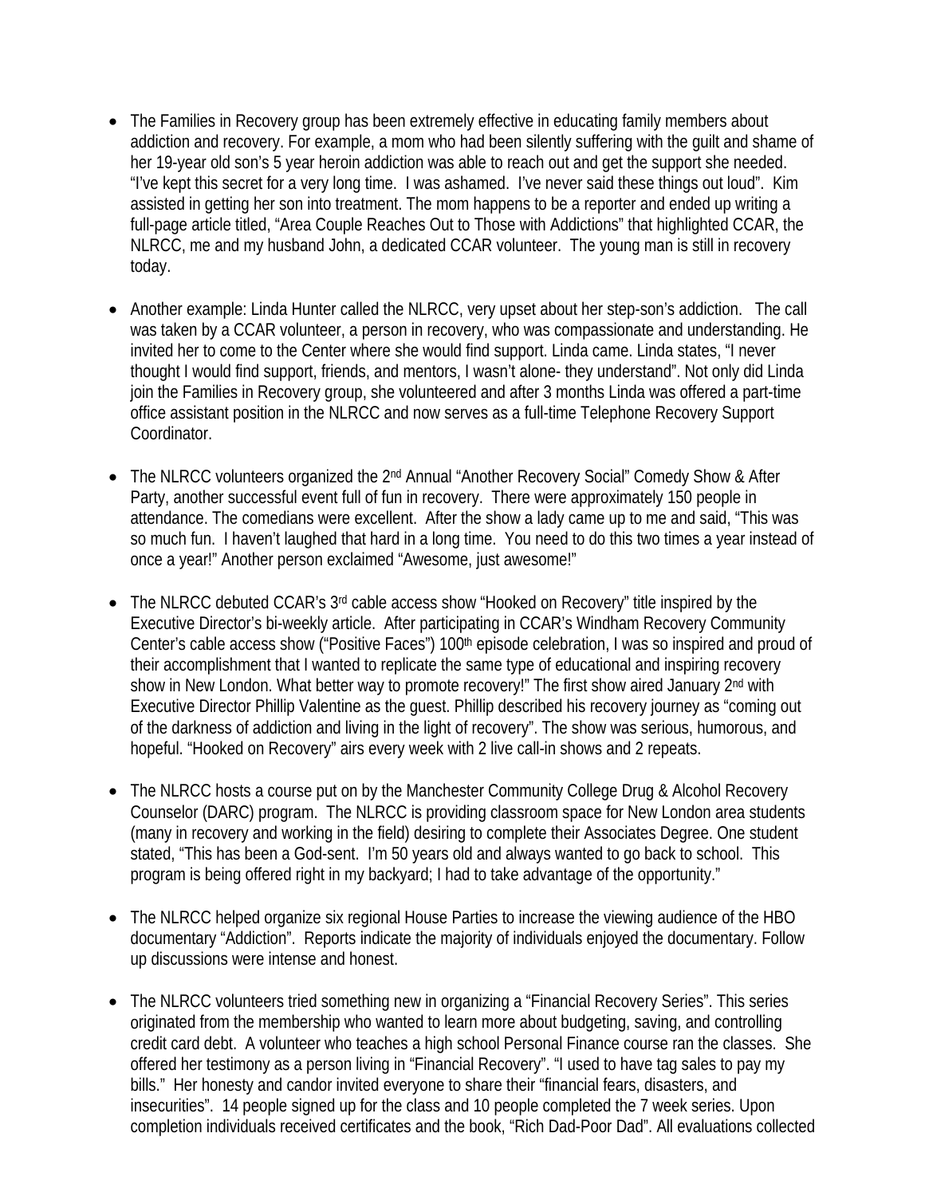- The Families in Recovery group has been extremely effective in educating family members about addiction and recovery. For example, a mom who had been silently suffering with the guilt and shame of her 19-year old son's 5 year heroin addiction was able to reach out and get the support she needed. "I've kept this secret for a very long time. I was ashamed. I've never said these things out loud". Kim assisted in getting her son into treatment. The mom happens to be a reporter and ended up writing a full-page article titled, "Area Couple Reaches Out to Those with Addictions" that highlighted CCAR, the NLRCC, me and my husband John, a dedicated CCAR volunteer. The young man is still in recovery today.

- Another example: Linda Hunter called the NLRCC, very upset about her step-son's addiction. The call was taken by a CCAR volunteer, a person in recovery, who was compassionate and understanding. He invited her to come to the Center where she would find support. Linda came. Linda states, "I never thought I would find support, friends, and mentors, I wasn't alone- they understand". Not only did Linda join the Families in Recovery group, she volunteered and after 3 months Linda was offered a part-time office assistant position in the NLRCC and now serves as a full-time Telephone Recovery Support Coordinator.

- The NLRCC volunteers organized the 2nd Annual "Another Recovery Social" Comedy Show & After Party, another successful event full of fun in recovery. There were approximately 150 people in attendance. The comedians were excellent. After the show a lady came up to me and said, "This was so much fun. I haven't laughed that hard in a long time. You need to do this two times a year instead of once a year!" Another person exclaimed "Awesome, just awesome!"

- The NLRCC debuted CCAR's 3rd cable access show "Hooked on Recovery" title inspired by the Executive Director's bi-weekly article. After participating in CCAR's Windham Recovery Community Center's cable access show ("Positive Faces") 100th episode celebration, I was so inspired and proud of their accomplishment that I wanted to replicate the same type of educational and inspiring recovery show in New London. What better way to promote recovery!" The first show aired January 2nd with Executive Director Phillip Valentine as the guest. Phillip described his recovery journey as "coming out of the darkness of addiction and living in the light of recovery". The show was serious, humorous, and hopeful. "Hooked on Recovery" airs every week with 2 live call-in shows and 2 repeats.

- The NLRCC hosts a course put on by the Manchester Community College Drug & Alcohol Recovery Counselor (DARC) program. The NLRCC is providing classroom space for New London area students (many in recovery and working in the field) desiring to complete their Associates Degree. One student stated, "This has been a God-sent. I'm 50 years old and always wanted to go back to school. This program is being offered right in my backyard; I had to take advantage of the opportunity."

- The NLRCC helped organize six regional House Parties to increase the viewing audience of the HBO documentary "Addiction". Reports indicate the majority of individuals enjoyed the documentary. Follow up discussions were intense and honest.

- The NLRCC volunteers tried something new in organizing a "Financial Recovery Series". This series originated from the membership who wanted to learn more about budgeting, saving, and controlling credit card debt. A volunteer who teaches a high school Personal Finance course ran the classes. She offered her testimony as a person living in "Financial Recovery". "I used to have tag sales to pay my bills." Her honesty and candor invited everyone to share their "financial fears, disasters, and insecurities". 14 people signed up for the class and 10 people completed the 7 week series. Upon completion individuals received certificates and the book, "Rich Dad-Poor Dad". All evaluations collected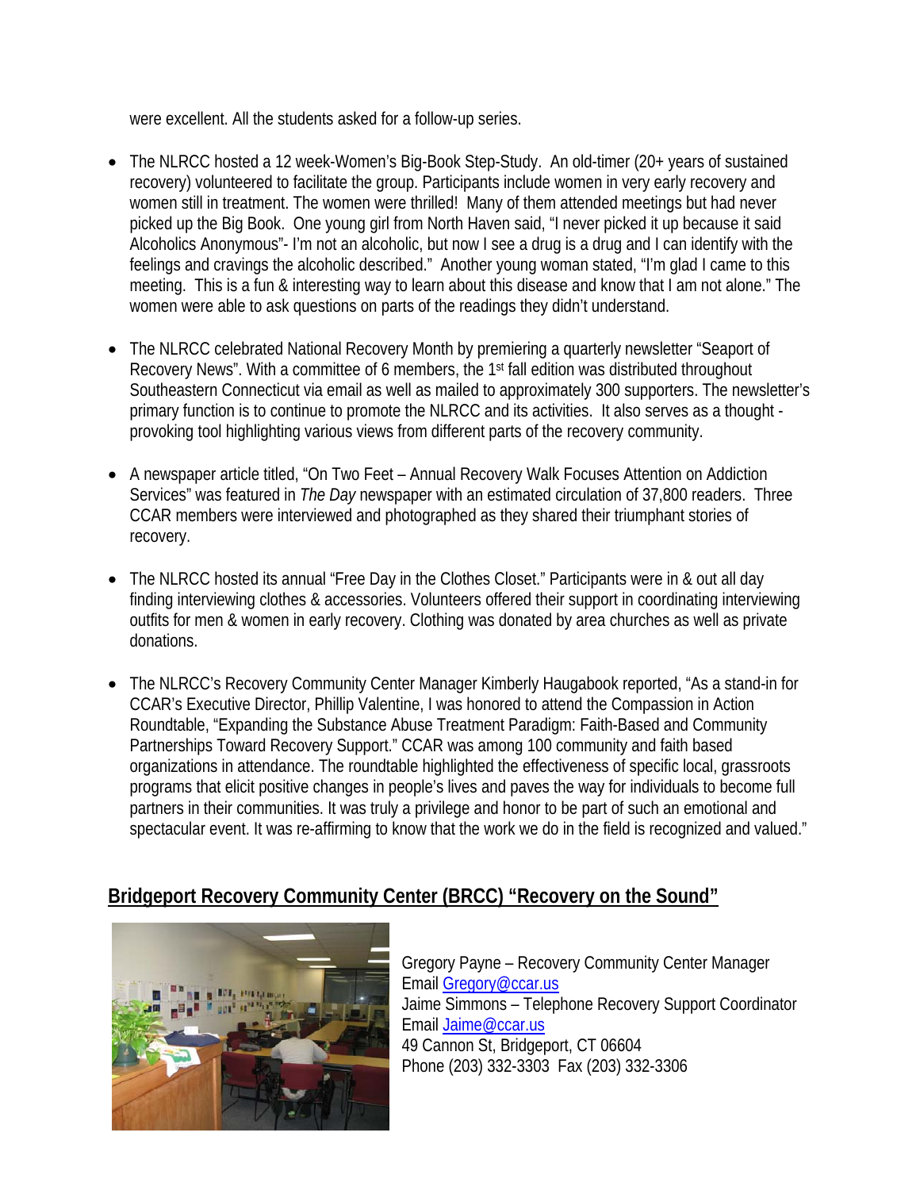were excellent. All the students asked for a follow-up series.

- The NLRCC hosted a 12 week-Women's Big-Book Step-Study. An old-timer (20+ years of sustained recovery) volunteered to facilitate the group. Participants include women in very early recovery and women still in treatment. The women were thrilled! Many of them attended meetings but had never picked up the Big Book. One young girl from North Haven said, "I never picked it up because it said Alcoholics Anonymous"- I'm not an alcoholic, but now I see a drug is a drug and I can identify with the feelings and cravings the alcoholic described." Another young woman stated, "I'm glad I came to this meeting. This is a fun & interesting way to learn about this disease and know that I am not alone." The women were able to ask questions on parts of the readings they didn't understand.

- The NLRCC celebrated National Recovery Month by premiering a quarterly newsletter "Seaport of Recovery News". With a committee of 6 members, the 1st fall edition was distributed throughout Southeastern Connecticut via email as well as mailed to approximately 300 supporters. The newsletter's primary function is to continue to promote the NLRCC and its activities. It also serves as a thought - provoking tool highlighting various views from different parts of the recovery community.

- A newspaper article titled, "On Two Feet – Annual Recovery Walk Focuses Attention on Addiction Services" was featured in *The Day* newspaper with an estimated circulation of 37,800 readers. Three CCAR members were interviewed and photographed as they shared their triumphant stories of recovery.

- The NLRCC hosted its annual "Free Day in the Clothes Closet." Participants were in & out all day finding interviewing clothes & accessories. Volunteers offered their support in coordinating interviewing outfits for men & women in early recovery. Clothing was donated by area churches as well as private donations.

- The NLRCC's Recovery Community Center Manager Kimberly Haugabook reported, "As a stand-in for CCAR's Executive Director, Phillip Valentine, I was honored to attend the Compassion in Action Roundtable, "Expanding the Substance Abuse Treatment Paradigm: Faith-Based and Community Partnerships Toward Recovery Support." CCAR was among 100 community and faith based organizations in attendance. The roundtable highlighted the effectiveness of specific local, grassroots programs that elicit positive changes in people's lives and paves the way for individuals to become full partners in their communities. It was truly a privilege and honor to be part of such an emotional and spectacular event. It was re-affirming to know that the work we do in the field is recognized and valued."

## Bridgeport Recovery Community Center (BRCC) "Recovery on the Sound"

Gregory Payne – Recovery Community Center Manager
Email Gregory@ccar.us
Jaime Simmons – Telephone Recovery Support Coordinator
Email Jaime@ccar.us
49 Cannon St, Bridgeport, CT 06604
Phone (203) 332-3303 Fax (203) 332-3306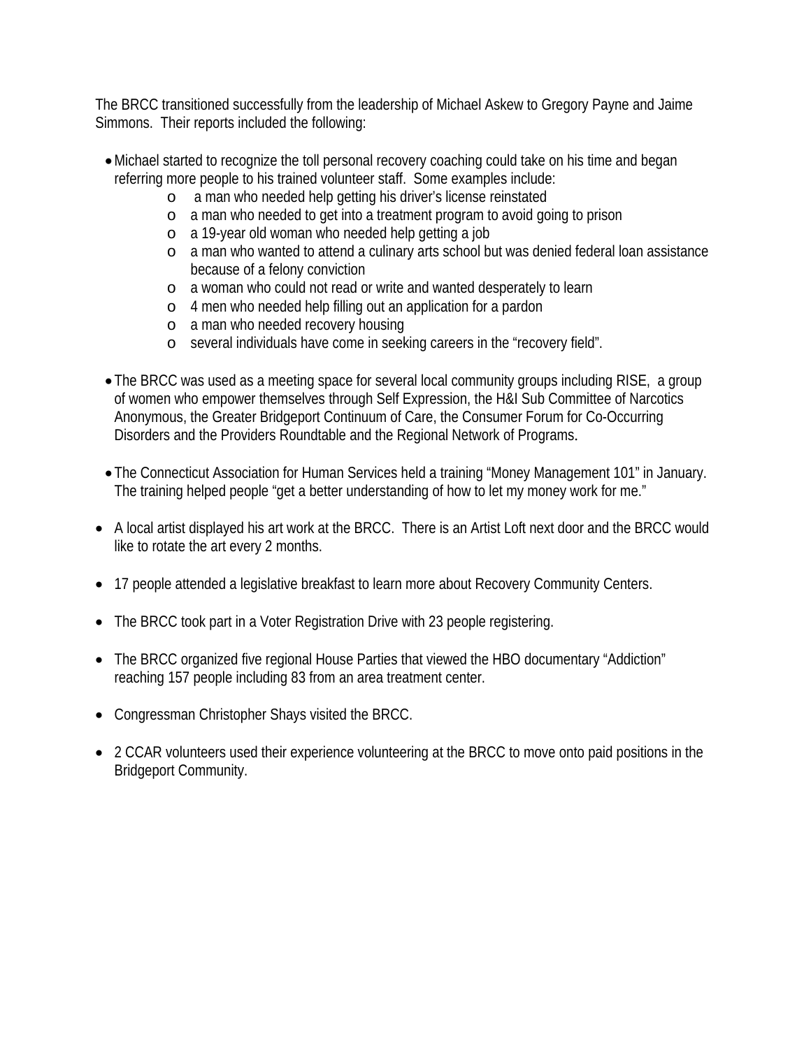The BRCC transitioned successfully from the leadership of Michael Askew to Gregory Payne and Jaime Simmons.  Their reports included the following:

- Michael started to recognize the toll personal recovery coaching could take on his time and began referring more people to his trained volunteer staff.  Some examples include:
    - a man who needed help getting his driver's license reinstated
    - a man who needed to get into a treatment program to avoid going to prison
    - a 19-year old woman who needed help getting a job
    - a man who wanted to attend a culinary arts school but was denied federal loan assistance because of a felony conviction
    - a woman who could not read or write and wanted desperately to learn
    - 4 men who needed help filling out an application for a pardon
    - a man who needed recovery housing
    - several individuals have come in seeking careers in the "recovery field".

- The BRCC was used as a meeting space for several local community groups including RISE,  a group of women who empower themselves through Self Expression, the H&I Sub Committee of Narcotics Anonymous, the Greater Bridgeport Continuum of Care, the Consumer Forum for Co-Occurring Disorders and the Providers Roundtable and the Regional Network of Programs.

- The Connecticut Association for Human Services held a training "Money Management 101" in January. The training helped people "get a better understanding of how to let my money work for me."

- A local artist displayed his art work at the BRCC.  There is an Artist Loft next door and the BRCC would like to rotate the art every 2 months.

- 17 people attended a legislative breakfast to learn more about Recovery Community Centers.

- The BRCC took part in a Voter Registration Drive with 23 people registering.

- The BRCC organized five regional House Parties that viewed the HBO documentary "Addiction" reaching 157 people including 83 from an area treatment center.

- Congressman Christopher Shays visited the BRCC.

- 2 CCAR volunteers used their experience volunteering at the BRCC to move onto paid positions in the Bridgeport Community.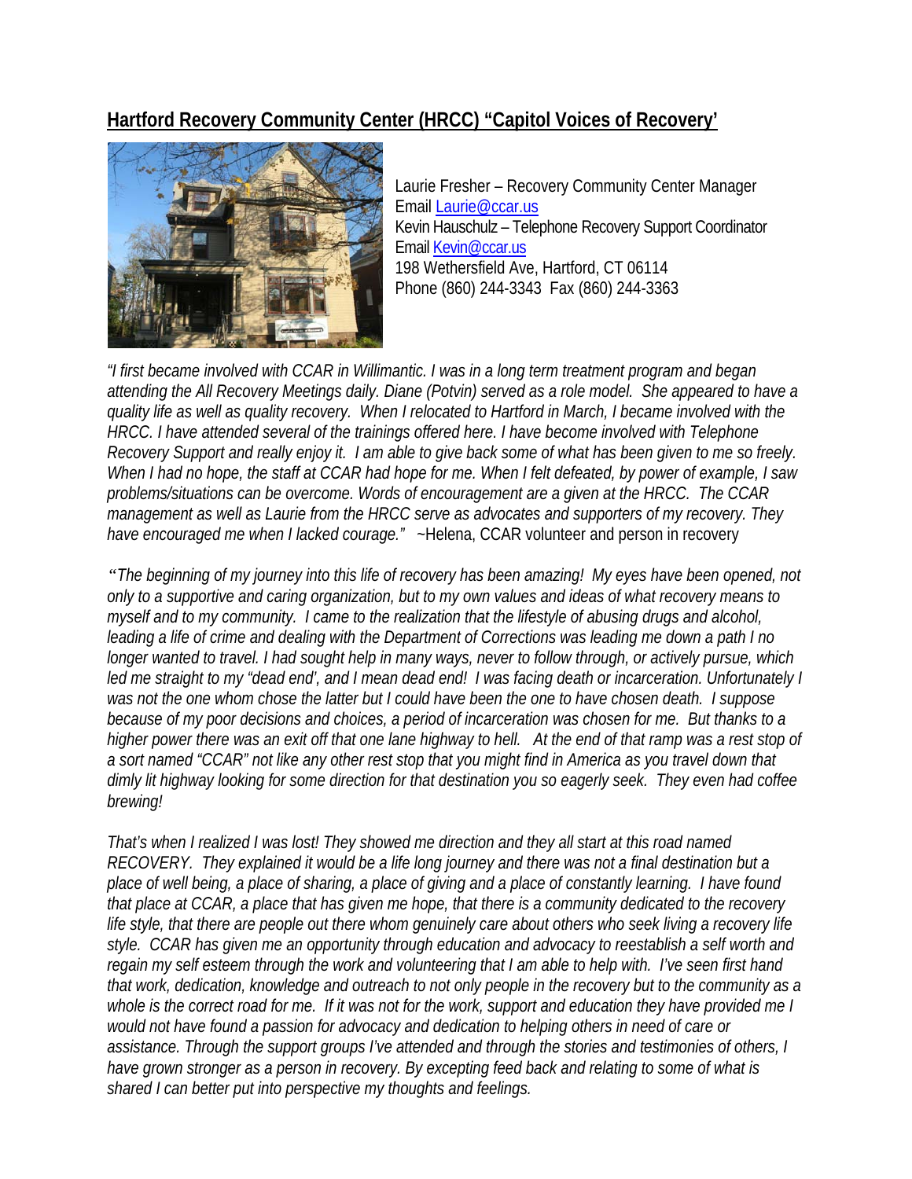## Hartford Recovery Community Center (HRCC) "Capitol Voices of Recovery'

Laurie Fresher – Recovery Community Center Manager
Email Laurie@ccar.us
Kevin Hauschulz – Telephone Recovery Support Coordinator
Email Kevin@ccar.us
198 Wethersfield Ave, Hartford, CT 06114
Phone (860) 244-3343 Fax (860) 244-3363

*"I first became involved with CCAR in Willimantic. I was in a long term treatment program and began attending the All Recovery Meetings daily. Diane (Potvin) served as a role model. She appeared to have a quality life as well as quality recovery. When I relocated to Hartford in March, I became involved with the HRCC. I have attended several of the trainings offered here. I have become involved with Telephone Recovery Support and really enjoy it. I am able to give back some of what has been given to me so freely. When I had no hope, the staff at CCAR had hope for me. When I felt defeated, by power of example, I saw problems/situations can be overcome. Words of encouragement are a given at the HRCC. The CCAR management as well as Laurie from the HRCC serve as advocates and supporters of my recovery. They have encouraged me when I lacked courage."* ~Helena, CCAR volunteer and person in recovery

*"The beginning of my journey into this life of recovery has been amazing! My eyes have been opened, not only to a supportive and caring organization, but to my own values and ideas of what recovery means to myself and to my community. I came to the realization that the lifestyle of abusing drugs and alcohol, leading a life of crime and dealing with the Department of Corrections was leading me down a path I no longer wanted to travel. I had sought help in many ways, never to follow through, or actively pursue, which led me straight to my "dead end', and I mean dead end! I was facing death or incarceration. Unfortunately I was not the one whom chose the latter but I could have been the one to have chosen death. I suppose because of my poor decisions and choices, a period of incarceration was chosen for me. But thanks to a higher power there was an exit off that one lane highway to hell. At the end of that ramp was a rest stop of a sort named "CCAR" not like any other rest stop that you might find in America as you travel down that dimly lit highway looking for some direction for that destination you so eagerly seek. They even had coffee brewing!*

*That's when I realized I was lost! They showed me direction and they all start at this road named RECOVERY. They explained it would be a life long journey and there was not a final destination but a place of well being, a place of sharing, a place of giving and a place of constantly learning. I have found that place at CCAR, a place that has given me hope, that there is a community dedicated to the recovery life style, that there are people out there whom genuinely care about others who seek living a recovery life style. CCAR has given me an opportunity through education and advocacy to reestablish a self worth and regain my self esteem through the work and volunteering that I am able to help with. I've seen first hand that work, dedication, knowledge and outreach to not only people in the recovery but to the community as a whole is the correct road for me. If it was not for the work, support and education they have provided me I would not have found a passion for advocacy and dedication to helping others in need of care or assistance. Through the support groups I've attended and through the stories and testimonies of others, I have grown stronger as a person in recovery. By excepting feed back and relating to some of what is shared I can better put into perspective my thoughts and feelings.*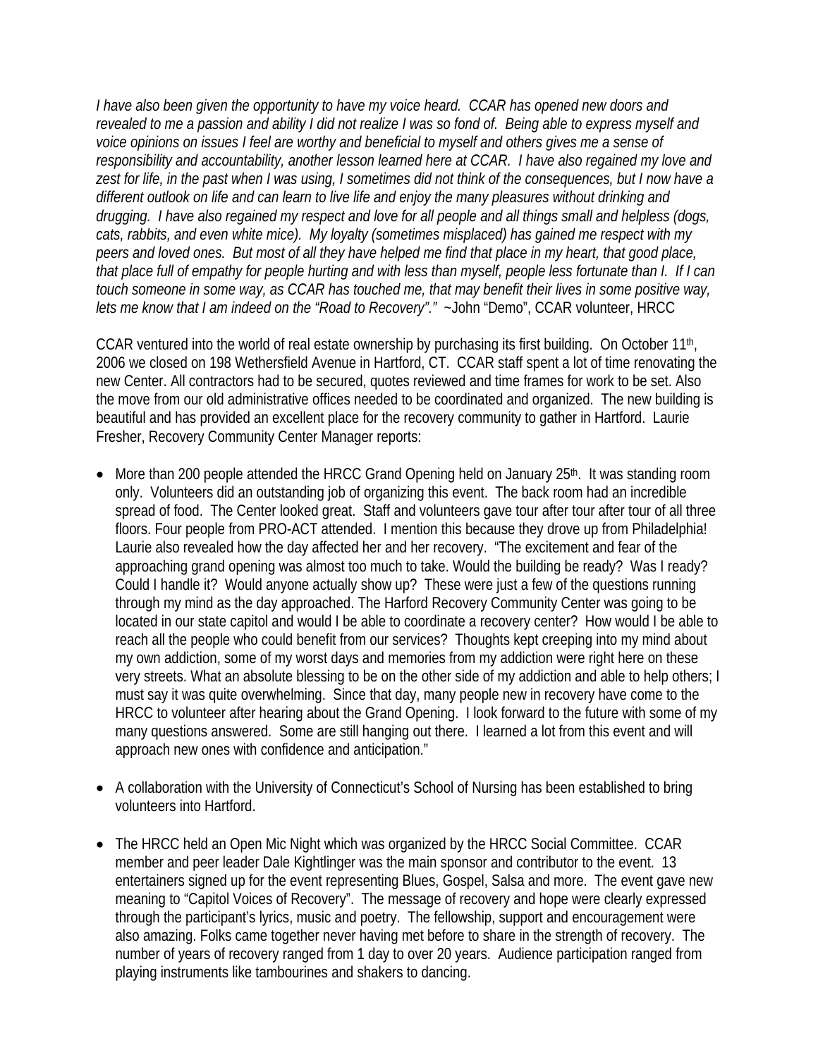*I have also been given the opportunity to have my voice heard. CCAR has opened new doors and revealed to me a passion and ability I did not realize I was so fond of. Being able to express myself and voice opinions on issues I feel are worthy and beneficial to myself and others gives me a sense of responsibility and accountability, another lesson learned here at CCAR. I have also regained my love and zest for life, in the past when I was using, I sometimes did not think of the consequences, but I now have a different outlook on life and can learn to live life and enjoy the many pleasures without drinking and drugging. I have also regained my respect and love for all people and all things small and helpless (dogs, cats, rabbits, and even white mice). My loyalty (sometimes misplaced) has gained me respect with my peers and loved ones. But most of all they have helped me find that place in my heart, that good place, that place full of empathy for people hurting and with less than myself, people less fortunate than I. If I can touch someone in some way, as CCAR has touched me, that may benefit their lives in some positive way, lets me know that I am indeed on the "Road to Recovery"."* ~John "Demo", CCAR volunteer, HRCC

CCAR ventured into the world of real estate ownership by purchasing its first building. On October 11th, 2006 we closed on 198 Wethersfield Avenue in Hartford, CT. CCAR staff spent a lot of time renovating the new Center. All contractors had to be secured, quotes reviewed and time frames for work to be set. Also the move from our old administrative offices needed to be coordinated and organized. The new building is beautiful and has provided an excellent place for the recovery community to gather in Hartford. Laurie Fresher, Recovery Community Center Manager reports:

- More than 200 people attended the HRCC Grand Opening held on January 25th. It was standing room only. Volunteers did an outstanding job of organizing this event. The back room had an incredible spread of food. The Center looked great. Staff and volunteers gave tour after tour after tour of all three floors. Four people from PRO-ACT attended. I mention this because they drove up from Philadelphia! Laurie also revealed how the day affected her and her recovery. "The excitement and fear of the approaching grand opening was almost too much to take. Would the building be ready? Was I ready? Could I handle it? Would anyone actually show up? These were just a few of the questions running through my mind as the day approached. The Harford Recovery Community Center was going to be located in our state capitol and would I be able to coordinate a recovery center? How would I be able to reach all the people who could benefit from our services? Thoughts kept creeping into my mind about my own addiction, some of my worst days and memories from my addiction were right here on these very streets. What an absolute blessing to be on the other side of my addiction and able to help others; I must say it was quite overwhelming. Since that day, many people new in recovery have come to the HRCC to volunteer after hearing about the Grand Opening. I look forward to the future with some of my many questions answered. Some are still hanging out there. I learned a lot from this event and will approach new ones with confidence and anticipation."

- A collaboration with the University of Connecticut's School of Nursing has been established to bring volunteers into Hartford.

- The HRCC held an Open Mic Night which was organized by the HRCC Social Committee. CCAR member and peer leader Dale Kightlinger was the main sponsor and contributor to the event. 13 entertainers signed up for the event representing Blues, Gospel, Salsa and more. The event gave new meaning to "Capitol Voices of Recovery". The message of recovery and hope were clearly expressed through the participant's lyrics, music and poetry. The fellowship, support and encouragement were also amazing. Folks came together never having met before to share in the strength of recovery. The number of years of recovery ranged from 1 day to over 20 years. Audience participation ranged from playing instruments like tambourines and shakers to dancing.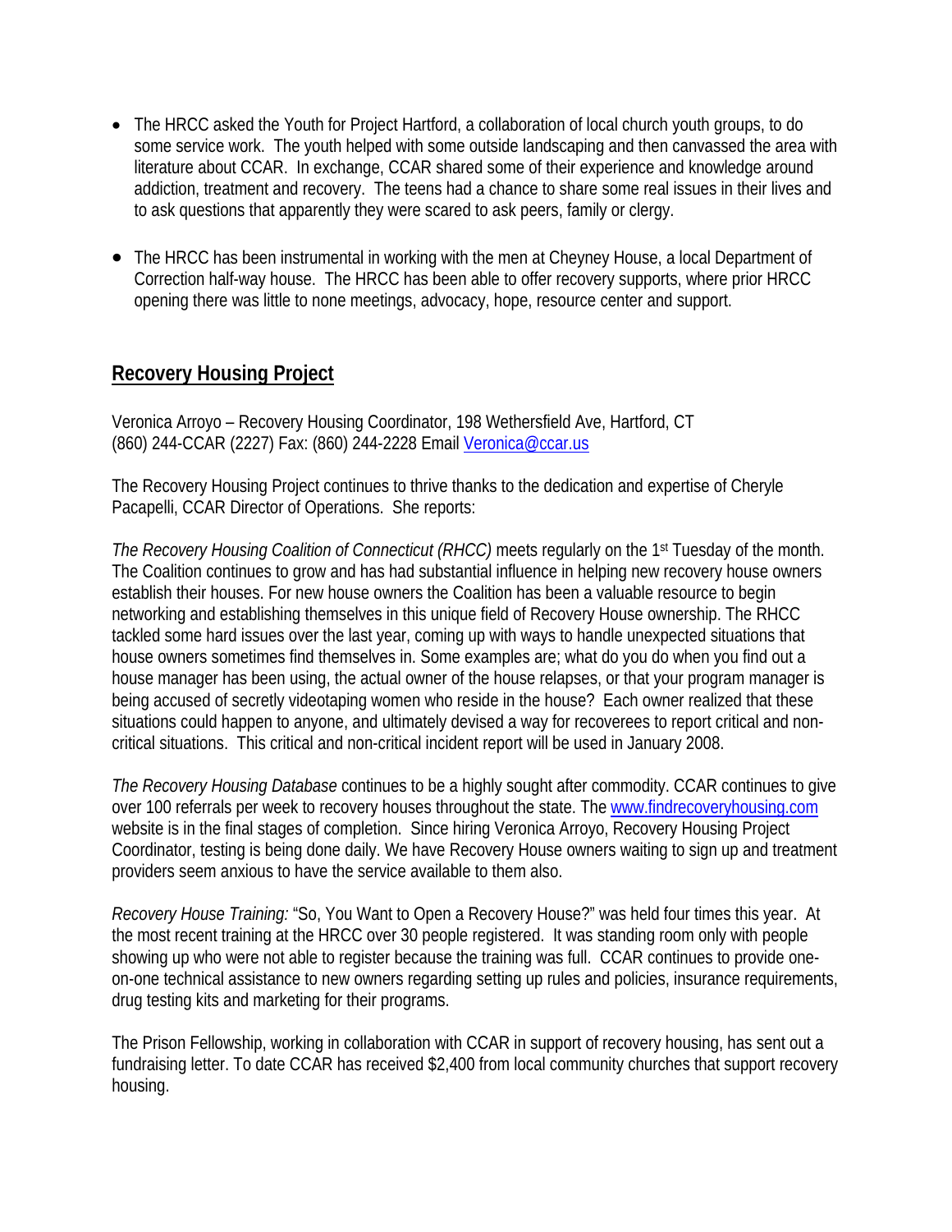- The HRCC asked the Youth for Project Hartford, a collaboration of local church youth groups, to do some service work. The youth helped with some outside landscaping and then canvassed the area with literature about CCAR. In exchange, CCAR shared some of their experience and knowledge around addiction, treatment and recovery. The teens had a chance to share some real issues in their lives and to ask questions that apparently they were scared to ask peers, family or clergy.

- The HRCC has been instrumental in working with the men at Cheyney House, a local Department of Correction half-way house. The HRCC has been able to offer recovery supports, where prior HRCC opening there was little to none meetings, advocacy, hope, resource center and support.

## Recovery Housing Project

Veronica Arroyo – Recovery Housing Coordinator, 198 Wethersfield Ave, Hartford, CT
(860) 244-CCAR (2227) Fax: (860) 244-2228 Email Veronica@ccar.us

The Recovery Housing Project continues to thrive thanks to the dedication and expertise of Cheryle Pacapelli, CCAR Director of Operations. She reports:

*The Recovery Housing Coalition of Connecticut (RHCC)* meets regularly on the 1st Tuesday of the month. The Coalition continues to grow and has had substantial influence in helping new recovery house owners establish their houses. For new house owners the Coalition has been a valuable resource to begin networking and establishing themselves in this unique field of Recovery House ownership. The RHCC tackled some hard issues over the last year, coming up with ways to handle unexpected situations that house owners sometimes find themselves in. Some examples are; what do you do when you find out a house manager has been using, the actual owner of the house relapses, or that your program manager is being accused of secretly videotaping women who reside in the house? Each owner realized that these situations could happen to anyone, and ultimately devised a way for recoverees to report critical and non-critical situations. This critical and non-critical incident report will be used in January 2008.

*The Recovery Housing Database* continues to be a highly sought after commodity. CCAR continues to give over 100 referrals per week to recovery houses throughout the state. The www.findrecoveryhousing.com website is in the final stages of completion. Since hiring Veronica Arroyo, Recovery Housing Project Coordinator, testing is being done daily. We have Recovery House owners waiting to sign up and treatment providers seem anxious to have the service available to them also.

*Recovery House Training:* "So, You Want to Open a Recovery House?" was held four times this year. At the most recent training at the HRCC over 30 people registered. It was standing room only with people showing up who were not able to register because the training was full. CCAR continues to provide one-on-one technical assistance to new owners regarding setting up rules and policies, insurance requirements, drug testing kits and marketing for their programs.

The Prison Fellowship, working in collaboration with CCAR in support of recovery housing, has sent out a fundraising letter. To date CCAR has received $2,400 from local community churches that support recovery housing.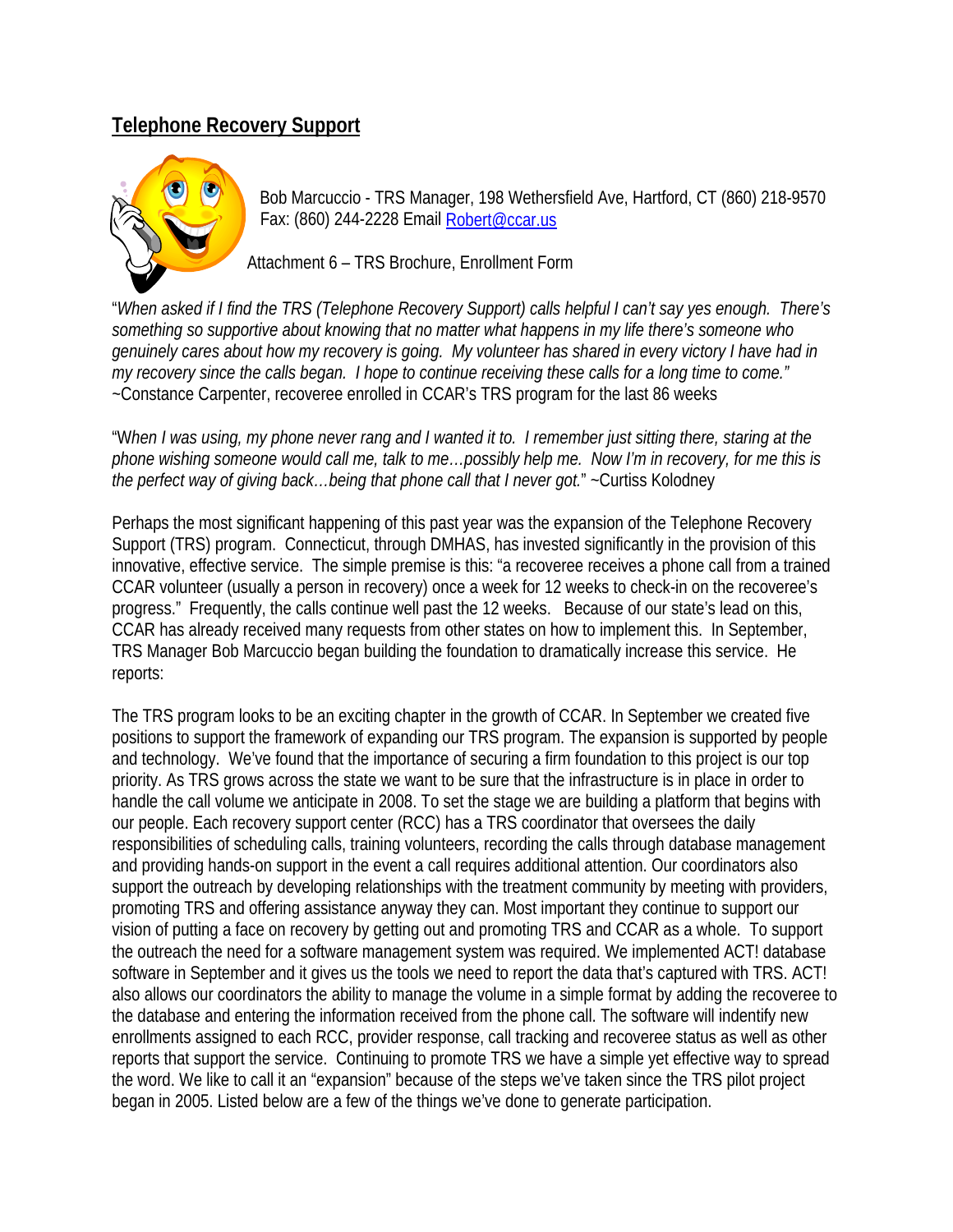## Telephone Recovery Support

Bob Marcuccio - TRS Manager, 198 Wethersfield Ave, Hartford, CT (860) 218-9570
Fax: (860) 244-2228 Email Robert@ccar.us

Attachment 6 – TRS Brochure, Enrollment Form

"*When asked if I find the TRS (Telephone Recovery Support) calls helpful I can't say yes enough. There's something so supportive about knowing that no matter what happens in my life there's someone who genuinely cares about how my recovery is going. My volunteer has shared in every victory I have had in my recovery since the calls began. I hope to continue receiving these calls for a long time to come."* ~Constance Carpenter, recoveree enrolled in CCAR's TRS program for the last 86 weeks

"*When I was using, my phone never rang and I wanted it to. I remember just sitting there, staring at the phone wishing someone would call me, talk to me…possibly help me. Now I'm in recovery, for me this is the perfect way of giving back…being that phone call that I never got.*" ~Curtiss Kolodney

Perhaps the most significant happening of this past year was the expansion of the Telephone Recovery Support (TRS) program. Connecticut, through DMHAS, has invested significantly in the provision of this innovative, effective service. The simple premise is this: "a recoveree receives a phone call from a trained CCAR volunteer (usually a person in recovery) once a week for 12 weeks to check-in on the recoveree's progress." Frequently, the calls continue well past the 12 weeks. Because of our state's lead on this, CCAR has already received many requests from other states on how to implement this. In September, TRS Manager Bob Marcuccio began building the foundation to dramatically increase this service. He reports:

The TRS program looks to be an exciting chapter in the growth of CCAR. In September we created five positions to support the framework of expanding our TRS program. The expansion is supported by people and technology. We've found that the importance of securing a firm foundation to this project is our top priority. As TRS grows across the state we want to be sure that the infrastructure is in place in order to handle the call volume we anticipate in 2008. To set the stage we are building a platform that begins with our people. Each recovery support center (RCC) has a TRS coordinator that oversees the daily responsibilities of scheduling calls, training volunteers, recording the calls through database management and providing hands-on support in the event a call requires additional attention. Our coordinators also support the outreach by developing relationships with the treatment community by meeting with providers, promoting TRS and offering assistance anyway they can. Most important they continue to support our vision of putting a face on recovery by getting out and promoting TRS and CCAR as a whole. To support the outreach the need for a software management system was required. We implemented ACT! database software in September and it gives us the tools we need to report the data that's captured with TRS. ACT! also allows our coordinators the ability to manage the volume in a simple format by adding the recoveree to the database and entering the information received from the phone call. The software will indentify new enrollments assigned to each RCC, provider response, call tracking and recoveree status as well as other reports that support the service. Continuing to promote TRS we have a simple yet effective way to spread the word. We like to call it an "expansion" because of the steps we've taken since the TRS pilot project began in 2005. Listed below are a few of the things we've done to generate participation.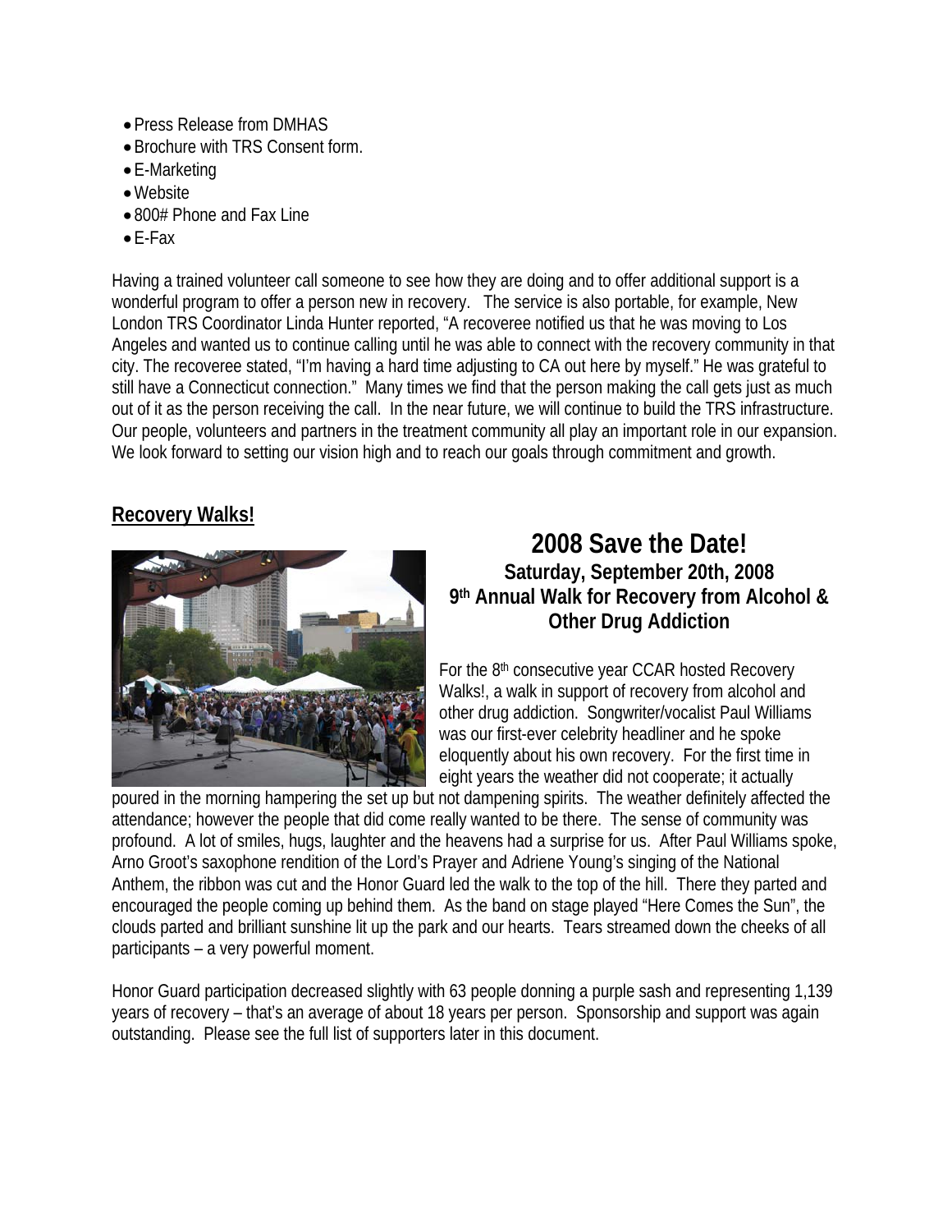- Press Release from DMHAS
- Brochure with TRS Consent form.
- E-Marketing
- Website
- 800# Phone and Fax Line
- E-Fax

Having a trained volunteer call someone to see how they are doing and to offer additional support is a wonderful program to offer a person new in recovery. The service is also portable, for example, New London TRS Coordinator Linda Hunter reported, "A recoveree notified us that he was moving to Los Angeles and wanted us to continue calling until he was able to connect with the recovery community in that city. The recoveree stated, "I'm having a hard time adjusting to CA out here by myself." He was grateful to still have a Connecticut connection." Many times we find that the person making the call gets just as much out of it as the person receiving the call. In the near future, we will continue to build the TRS infrastructure. Our people, volunteers and partners in the treatment community all play an important role in our expansion. We look forward to setting our vision high and to reach our goals through commitment and growth.

## Recovery Walks!

### 2008 Save the Date!

**Saturday, September 20th, 2008**
**9th Annual Walk for Recovery from Alcohol & Other Drug Addiction**

For the 8th consecutive year CCAR hosted Recovery Walks!, a walk in support of recovery from alcohol and other drug addiction. Songwriter/vocalist Paul Williams was our first-ever celebrity headliner and he spoke eloquently about his own recovery. For the first time in eight years the weather did not cooperate; it actually poured in the morning hampering the set up but not dampening spirits. The weather definitely affected the attendance; however the people that did come really wanted to be there. The sense of community was profound. A lot of smiles, hugs, laughter and the heavens had a surprise for us. After Paul Williams spoke, Arno Groot's saxophone rendition of the Lord's Prayer and Adriene Young's singing of the National Anthem, the ribbon was cut and the Honor Guard led the walk to the top of the hill. There they parted and encouraged the people coming up behind them. As the band on stage played "Here Comes the Sun", the clouds parted and brilliant sunshine lit up the park and our hearts. Tears streamed down the cheeks of all participants – a very powerful moment.

Honor Guard participation decreased slightly with 63 people donning a purple sash and representing 1,139 years of recovery – that's an average of about 18 years per person. Sponsorship and support was again outstanding. Please see the full list of supporters later in this document.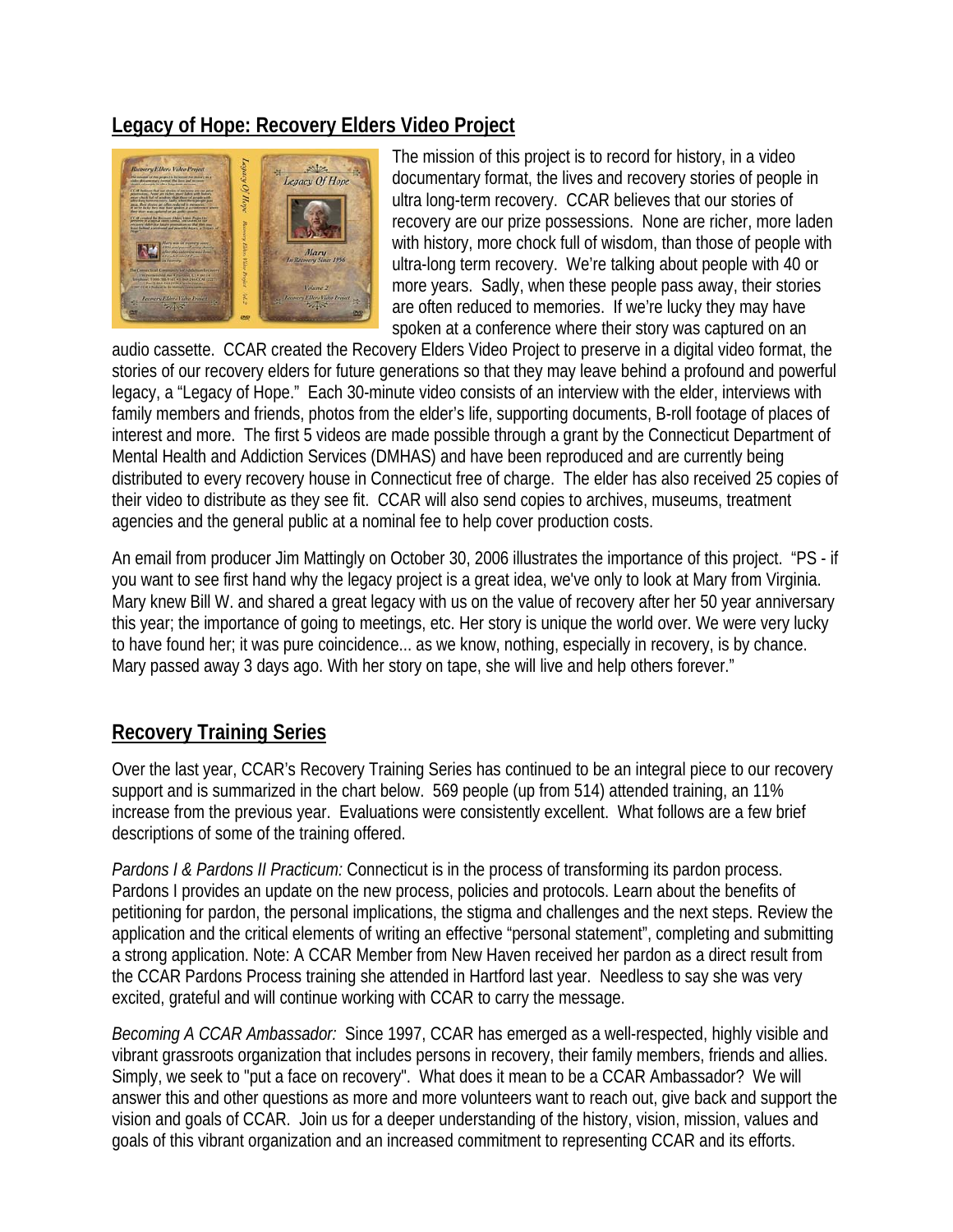## Legacy of Hope: Recovery Elders Video Project

The mission of this project is to record for history, in a video documentary format, the lives and recovery stories of people in ultra long-term recovery. CCAR believes that our stories of recovery are our prize possessions. None are richer, more laden with history, more chock full of wisdom, than those of people with ultra-long term recovery. We're talking about people with 40 or more years. Sadly, when these people pass away, their stories are often reduced to memories. If we're lucky they may have spoken at a conference where their story was captured on an audio cassette. CCAR created the Recovery Elders Video Project to preserve in a digital video format, the stories of our recovery elders for future generations so that they may leave behind a profound and powerful legacy, a "Legacy of Hope." Each 30-minute video consists of an interview with the elder, interviews with family members and friends, photos from the elder's life, supporting documents, B-roll footage of places of interest and more. The first 5 videos are made possible through a grant by the Connecticut Department of Mental Health and Addiction Services (DMHAS) and have been reproduced and are currently being distributed to every recovery house in Connecticut free of charge. The elder has also received 25 copies of their video to distribute as they see fit. CCAR will also send copies to archives, museums, treatment agencies and the general public at a nominal fee to help cover production costs.

An email from producer Jim Mattingly on October 30, 2006 illustrates the importance of this project. "PS - if you want to see first hand why the legacy project is a great idea, we've only to look at Mary from Virginia. Mary knew Bill W. and shared a great legacy with us on the value of recovery after her 50 year anniversary this year; the importance of going to meetings, etc. Her story is unique the world over. We were very lucky to have found her; it was pure coincidence... as we know, nothing, especially in recovery, is by chance. Mary passed away 3 days ago. With her story on tape, she will live and help others forever."

## Recovery Training Series

Over the last year, CCAR's Recovery Training Series has continued to be an integral piece to our recovery support and is summarized in the chart below. 569 people (up from 514) attended training, an 11% increase from the previous year. Evaluations were consistently excellent. What follows are a few brief descriptions of some of the training offered.

*Pardons I & Pardons II Practicum:* Connecticut is in the process of transforming its pardon process. Pardons I provides an update on the new process, policies and protocols. Learn about the benefits of petitioning for pardon, the personal implications, the stigma and challenges and the next steps. Review the application and the critical elements of writing an effective "personal statement", completing and submitting a strong application. Note: A CCAR Member from New Haven received her pardon as a direct result from the CCAR Pardons Process training she attended in Hartford last year. Needless to say she was very excited, grateful and will continue working with CCAR to carry the message.

*Becoming A CCAR Ambassador:* Since 1997, CCAR has emerged as a well-respected, highly visible and vibrant grassroots organization that includes persons in recovery, their family members, friends and allies. Simply, we seek to "put a face on recovery". What does it mean to be a CCAR Ambassador? We will answer this and other questions as more and more volunteers want to reach out, give back and support the vision and goals of CCAR. Join us for a deeper understanding of the history, vision, mission, values and goals of this vibrant organization and an increased commitment to representing CCAR and its efforts.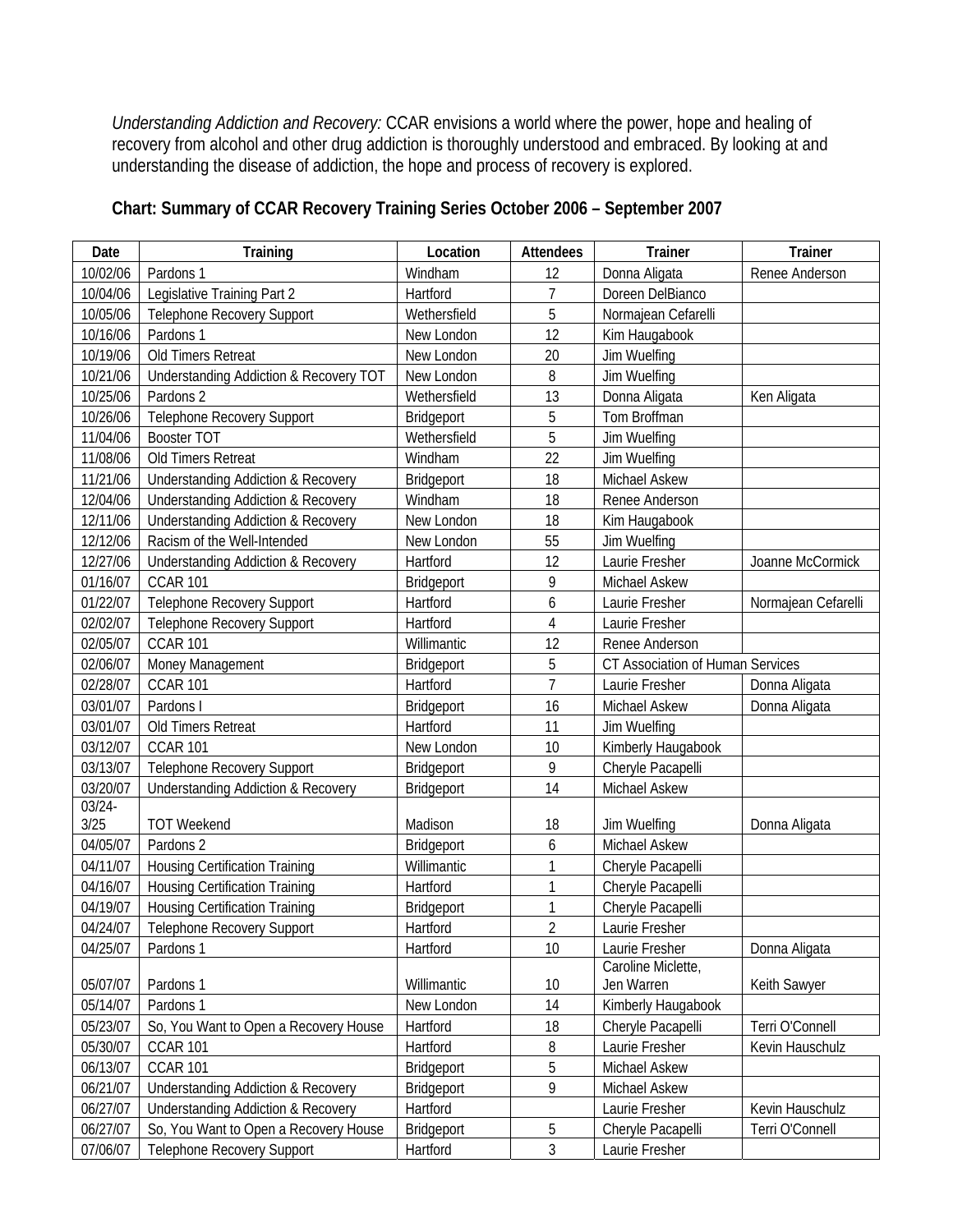*Understanding Addiction and Recovery:* CCAR envisions a world where the power, hope and healing of recovery from alcohol and other drug addiction is thoroughly understood and embraced. By looking at and understanding the disease of addiction, the hope and process of recovery is explored.

**Chart: Summary of CCAR Recovery Training Series October 2006 – September 2007**

| Date | Training | Location | Attendees | Trainer | Trainer |
|---|---|---|---|---|---|
| 10/02/06 | Pardons 1 | Windham | 12 | Donna Aligata | Renee Anderson |
| 10/04/06 | Legislative Training Part 2 | Hartford | 7 | Doreen DelBianco | |
| 10/05/06 | Telephone Recovery Support | Wethersfield | 5 | Normajean Cefarelli | |
| 10/16/06 | Pardons 1 | New London | 12 | Kim Haugabook | |
| 10/19/06 | Old Timers Retreat | New London | 20 | Jim Wuelfing | |
| 10/21/06 | Understanding Addiction & Recovery TOT | New London | 8 | Jim Wuelfing | |
| 10/25/06 | Pardons 2 | Wethersfield | 13 | Donna Aligata | Ken Aligata |
| 10/26/06 | Telephone Recovery Support | Bridgeport | 5 | Tom Broffman | |
| 11/04/06 | Booster TOT | Wethersfield | 5 | Jim Wuelfing | |
| 11/08/06 | Old Timers Retreat | Windham | 22 | Jim Wuelfing | |
| 11/21/06 | Understanding Addiction & Recovery | Bridgeport | 18 | Michael Askew | |
| 12/04/06 | Understanding Addiction & Recovery | Windham | 18 | Renee Anderson | |
| 12/11/06 | Understanding Addiction & Recovery | New London | 18 | Kim Haugabook | |
| 12/12/06 | Racism of the Well-Intended | New London | 55 | Jim Wuelfing | |
| 12/27/06 | Understanding Addiction & Recovery | Hartford | 12 | Laurie Fresher | Joanne McCormick |
| 01/16/07 | CCAR 101 | Bridgeport | 9 | Michael Askew | |
| 01/22/07 | Telephone Recovery Support | Hartford | 6 | Laurie Fresher | Normajean Cefarelli |
| 02/02/07 | Telephone Recovery Support | Hartford | 4 | Laurie Fresher | |
| 02/05/07 | CCAR 101 | Willimantic | 12 | Renee Anderson | |
| 02/06/07 | Money Management | Bridgeport | 5 | CT Association of Human Services | |
| 02/28/07 | CCAR 101 | Hartford | 7 | Laurie Fresher | Donna Aligata |
| 03/01/07 | Pardons I | Bridgeport | 16 | Michael Askew | Donna Aligata |
| 03/01/07 | Old Timers Retreat | Hartford | 11 | Jim Wuelfing | |
| 03/12/07 | CCAR 101 | New London | 10 | Kimberly Haugabook | |
| 03/13/07 | Telephone Recovery Support | Bridgeport | 9 | Cheryle Pacapelli | |
| 03/20/07 | Understanding Addiction & Recovery | Bridgeport | 14 | Michael Askew | |
| 03/24-3/25 | TOT Weekend | Madison | 18 | Jim Wuelfing | Donna Aligata |
| 04/05/07 | Pardons 2 | Bridgeport | 6 | Michael Askew | |
| 04/11/07 | Housing Certification Training | Willimantic | 1 | Cheryle Pacapelli | |
| 04/16/07 | Housing Certification Training | Hartford | 1 | Cheryle Pacapelli | |
| 04/19/07 | Housing Certification Training | Bridgeport | 1 | Cheryle Pacapelli | |
| 04/24/07 | Telephone Recovery Support | Hartford | 2 | Laurie Fresher | |
| 04/25/07 | Pardons 1 | Hartford | 10 | Laurie Fresher | Donna Aligata |
| 05/07/07 | Pardons 1 | Willimantic | 10 | Caroline Miclette, Jen Warren | Keith Sawyer |
| 05/14/07 | Pardons 1 | New London | 14 | Kimberly Haugabook | |
| 05/23/07 | So, You Want to Open a Recovery House | Hartford | 18 | Cheryle Pacapelli | Terri O'Connell |
| 05/30/07 | CCAR 101 | Hartford | 8 | Laurie Fresher | Kevin Hauschulz |
| 06/13/07 | CCAR 101 | Bridgeport | 5 | Michael Askew | |
| 06/21/07 | Understanding Addiction & Recovery | Bridgeport | 9 | Michael Askew | |
| 06/27/07 | Understanding Addiction & Recovery | Hartford | | Laurie Fresher | Kevin Hauschulz |
| 06/27/07 | So, You Want to Open a Recovery House | Bridgeport | 5 | Cheryle Pacapelli | Terri O'Connell |
| 07/06/07 | Telephone Recovery Support | Hartford | 3 | Laurie Fresher | |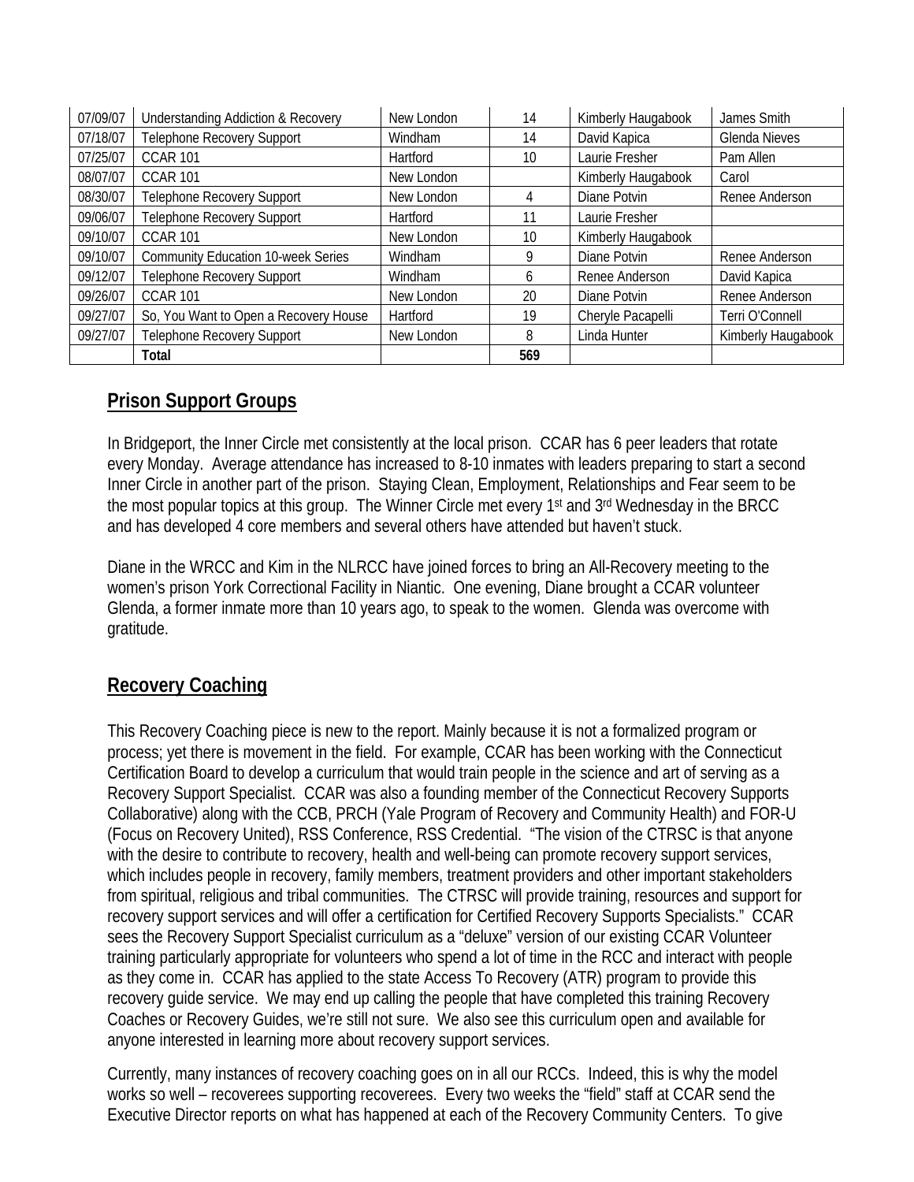| | | | | | |
|---|---|---|---|---|---|
| 07/09/07 | Understanding Addiction & Recovery | New London | 14 | Kimberly Haugabook | James Smith |
| 07/18/07 | Telephone Recovery Support | Windham | 14 | David Kapica | Glenda Nieves |
| 07/25/07 | CCAR 101 | Hartford | 10 | Laurie Fresher | Pam Allen |
| 08/07/07 | CCAR 101 | New London | | Kimberly Haugabook | Carol |
| 08/30/07 | Telephone Recovery Support | New London | 4 | Diane Potvin | Renee Anderson |
| 09/06/07 | Telephone Recovery Support | Hartford | 11 | Laurie Fresher | |
| 09/10/07 | CCAR 101 | New London | 10 | Kimberly Haugabook | |
| 09/10/07 | Community Education 10-week Series | Windham | 9 | Diane Potvin | Renee Anderson |
| 09/12/07 | Telephone Recovery Support | Windham | 6 | Renee Anderson | David Kapica |
| 09/26/07 | CCAR 101 | New London | 20 | Diane Potvin | Renee Anderson |
| 09/27/07 | So, You Want to Open a Recovery House | Hartford | 19 | Cheryle Pacapelli | Terri O'Connell |
| 09/27/07 | Telephone Recovery Support | New London | 8 | Linda Hunter | Kimberly Haugabook |
| | Total | | 569 | | |

## Prison Support Groups

In Bridgeport, the Inner Circle met consistently at the local prison. CCAR has 6 peer leaders that rotate every Monday. Average attendance has increased to 8-10 inmates with leaders preparing to start a second Inner Circle in another part of the prison. Staying Clean, Employment, Relationships and Fear seem to be the most popular topics at this group. The Winner Circle met every 1st and 3rd Wednesday in the BRCC and has developed 4 core members and several others have attended but haven't stuck.

Diane in the WRCC and Kim in the NLRCC have joined forces to bring an All-Recovery meeting to the women's prison York Correctional Facility in Niantic. One evening, Diane brought a CCAR volunteer Glenda, a former inmate more than 10 years ago, to speak to the women. Glenda was overcome with gratitude.

## Recovery Coaching

This Recovery Coaching piece is new to the report. Mainly because it is not a formalized program or process; yet there is movement in the field. For example, CCAR has been working with the Connecticut Certification Board to develop a curriculum that would train people in the science and art of serving as a Recovery Support Specialist. CCAR was also a founding member of the Connecticut Recovery Supports Collaborative) along with the CCB, PRCH (Yale Program of Recovery and Community Health) and FOR-U (Focus on Recovery United), RSS Conference, RSS Credential. "The vision of the CTRSC is that anyone with the desire to contribute to recovery, health and well-being can promote recovery support services, which includes people in recovery, family members, treatment providers and other important stakeholders from spiritual, religious and tribal communities. The CTRSC will provide training, resources and support for recovery support services and will offer a certification for Certified Recovery Supports Specialists." CCAR sees the Recovery Support Specialist curriculum as a "deluxe" version of our existing CCAR Volunteer training particularly appropriate for volunteers who spend a lot of time in the RCC and interact with people as they come in. CCAR has applied to the state Access To Recovery (ATR) program to provide this recovery guide service. We may end up calling the people that have completed this training Recovery Coaches or Recovery Guides, we're still not sure. We also see this curriculum open and available for anyone interested in learning more about recovery support services.

Currently, many instances of recovery coaching goes on in all our RCCs. Indeed, this is why the model works so well – recoverees supporting recoverees. Every two weeks the "field" staff at CCAR send the Executive Director reports on what has happened at each of the Recovery Community Centers. To give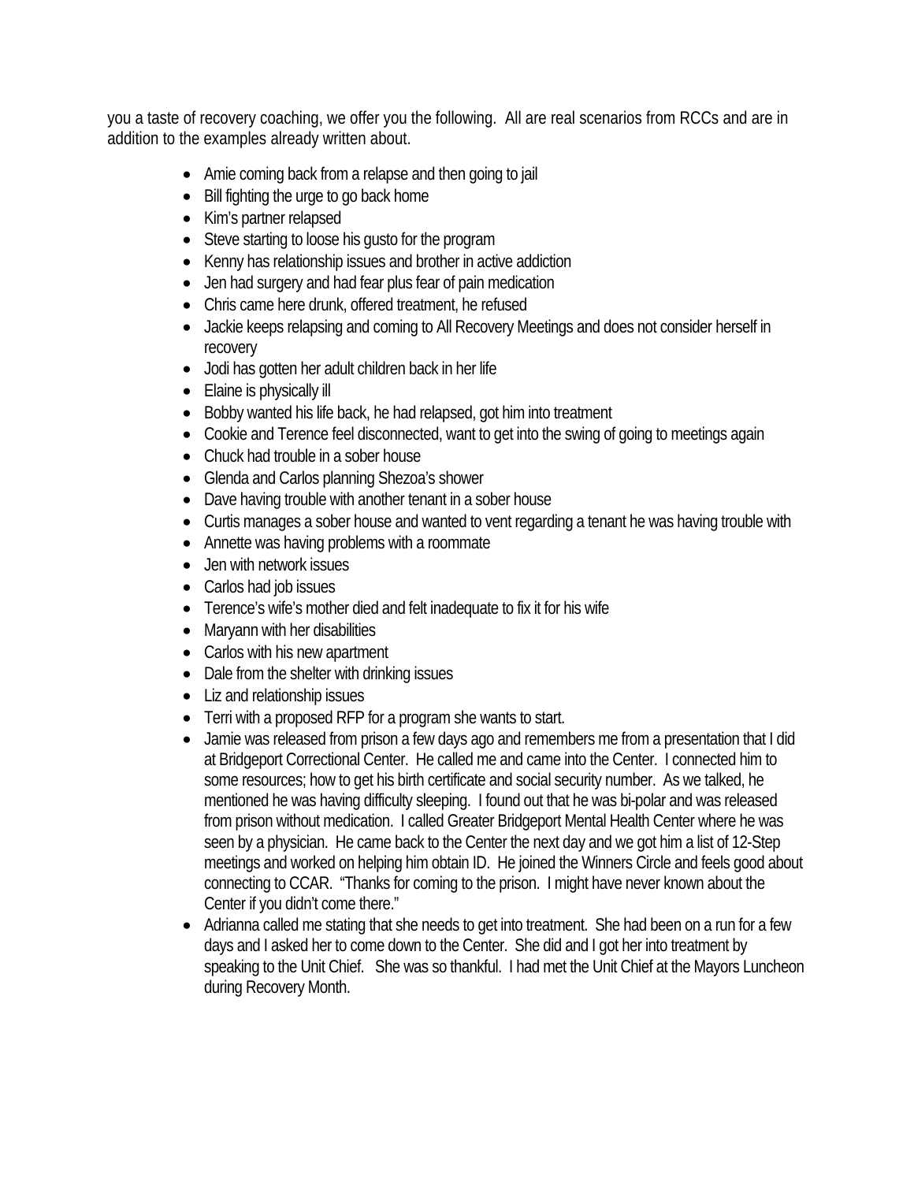you a taste of recovery coaching, we offer you the following. All are real scenarios from RCCs and are in addition to the examples already written about.

- Amie coming back from a relapse and then going to jail
- Bill fighting the urge to go back home
- Kim's partner relapsed
- Steve starting to loose his gusto for the program
- Kenny has relationship issues and brother in active addiction
- Jen had surgery and had fear plus fear of pain medication
- Chris came here drunk, offered treatment, he refused
- Jackie keeps relapsing and coming to All Recovery Meetings and does not consider herself in recovery
- Jodi has gotten her adult children back in her life
- Elaine is physically ill
- Bobby wanted his life back, he had relapsed, got him into treatment
- Cookie and Terence feel disconnected, want to get into the swing of going to meetings again
- Chuck had trouble in a sober house
- Glenda and Carlos planning Shezoa's shower
- Dave having trouble with another tenant in a sober house
- Curtis manages a sober house and wanted to vent regarding a tenant he was having trouble with
- Annette was having problems with a roommate
- Jen with network issues
- Carlos had job issues
- Terence's wife's mother died and felt inadequate to fix it for his wife
- Maryann with her disabilities
- Carlos with his new apartment
- Dale from the shelter with drinking issues
- Liz and relationship issues
- Terri with a proposed RFP for a program she wants to start.
- Jamie was released from prison a few days ago and remembers me from a presentation that I did at Bridgeport Correctional Center. He called me and came into the Center. I connected him to some resources; how to get his birth certificate and social security number. As we talked, he mentioned he was having difficulty sleeping. I found out that he was bi-polar and was released from prison without medication. I called Greater Bridgeport Mental Health Center where he was seen by a physician. He came back to the Center the next day and we got him a list of 12-Step meetings and worked on helping him obtain ID. He joined the Winners Circle and feels good about connecting to CCAR. "Thanks for coming to the prison. I might have never known about the Center if you didn't come there."
- Adrianna called me stating that she needs to get into treatment. She had been on a run for a few days and I asked her to come down to the Center. She did and I got her into treatment by speaking to the Unit Chief. She was so thankful. I had met the Unit Chief at the Mayors Luncheon during Recovery Month.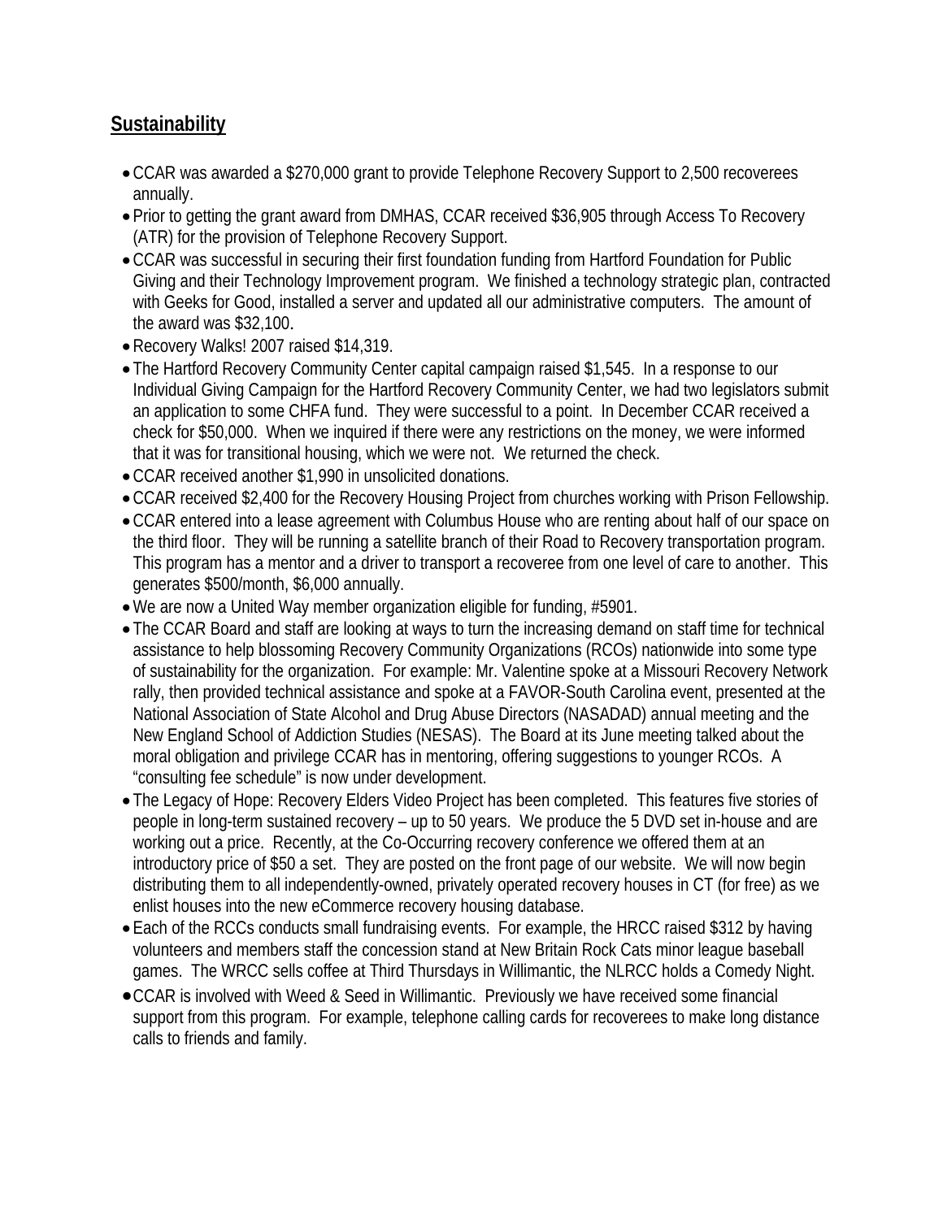## Sustainability

- CCAR was awarded a $270,000 grant to provide Telephone Recovery Support to 2,500 recoverees annually.
- Prior to getting the grant award from DMHAS, CCAR received $36,905 through Access To Recovery (ATR) for the provision of Telephone Recovery Support.
- CCAR was successful in securing their first foundation funding from Hartford Foundation for Public Giving and their Technology Improvement program. We finished a technology strategic plan, contracted with Geeks for Good, installed a server and updated all our administrative computers. The amount of the award was $32,100.
- Recovery Walks! 2007 raised $14,319.
- The Hartford Recovery Community Center capital campaign raised $1,545. In a response to our Individual Giving Campaign for the Hartford Recovery Community Center, we had two legislators submit an application to some CHFA fund. They were successful to a point. In December CCAR received a check for $50,000. When we inquired if there were any restrictions on the money, we were informed that it was for transitional housing, which we were not. We returned the check.
- CCAR received another $1,990 in unsolicited donations.
- CCAR received $2,400 for the Recovery Housing Project from churches working with Prison Fellowship.
- CCAR entered into a lease agreement with Columbus House who are renting about half of our space on the third floor. They will be running a satellite branch of their Road to Recovery transportation program. This program has a mentor and a driver to transport a recoveree from one level of care to another. This generates $500/month, $6,000 annually.
- We are now a United Way member organization eligible for funding, #5901.
- The CCAR Board and staff are looking at ways to turn the increasing demand on staff time for technical assistance to help blossoming Recovery Community Organizations (RCOs) nationwide into some type of sustainability for the organization. For example: Mr. Valentine spoke at a Missouri Recovery Network rally, then provided technical assistance and spoke at a FAVOR-South Carolina event, presented at the National Association of State Alcohol and Drug Abuse Directors (NASADAD) annual meeting and the New England School of Addiction Studies (NESAS). The Board at its June meeting talked about the moral obligation and privilege CCAR has in mentoring, offering suggestions to younger RCOs. A "consulting fee schedule" is now under development.
- The Legacy of Hope: Recovery Elders Video Project has been completed. This features five stories of people in long-term sustained recovery – up to 50 years. We produce the 5 DVD set in-house and are working out a price. Recently, at the Co-Occurring recovery conference we offered them at an introductory price of $50 a set. They are posted on the front page of our website. We will now begin distributing them to all independently-owned, privately operated recovery houses in CT (for free) as we enlist houses into the new eCommerce recovery housing database.
- Each of the RCCs conducts small fundraising events. For example, the HRCC raised $312 by having volunteers and members staff the concession stand at New Britain Rock Cats minor league baseball games. The WRCC sells coffee at Third Thursdays in Willimantic, the NLRCC holds a Comedy Night.
- CCAR is involved with Weed & Seed in Willimantic. Previously we have received some financial support from this program. For example, telephone calling cards for recoverees to make long distance calls to friends and family.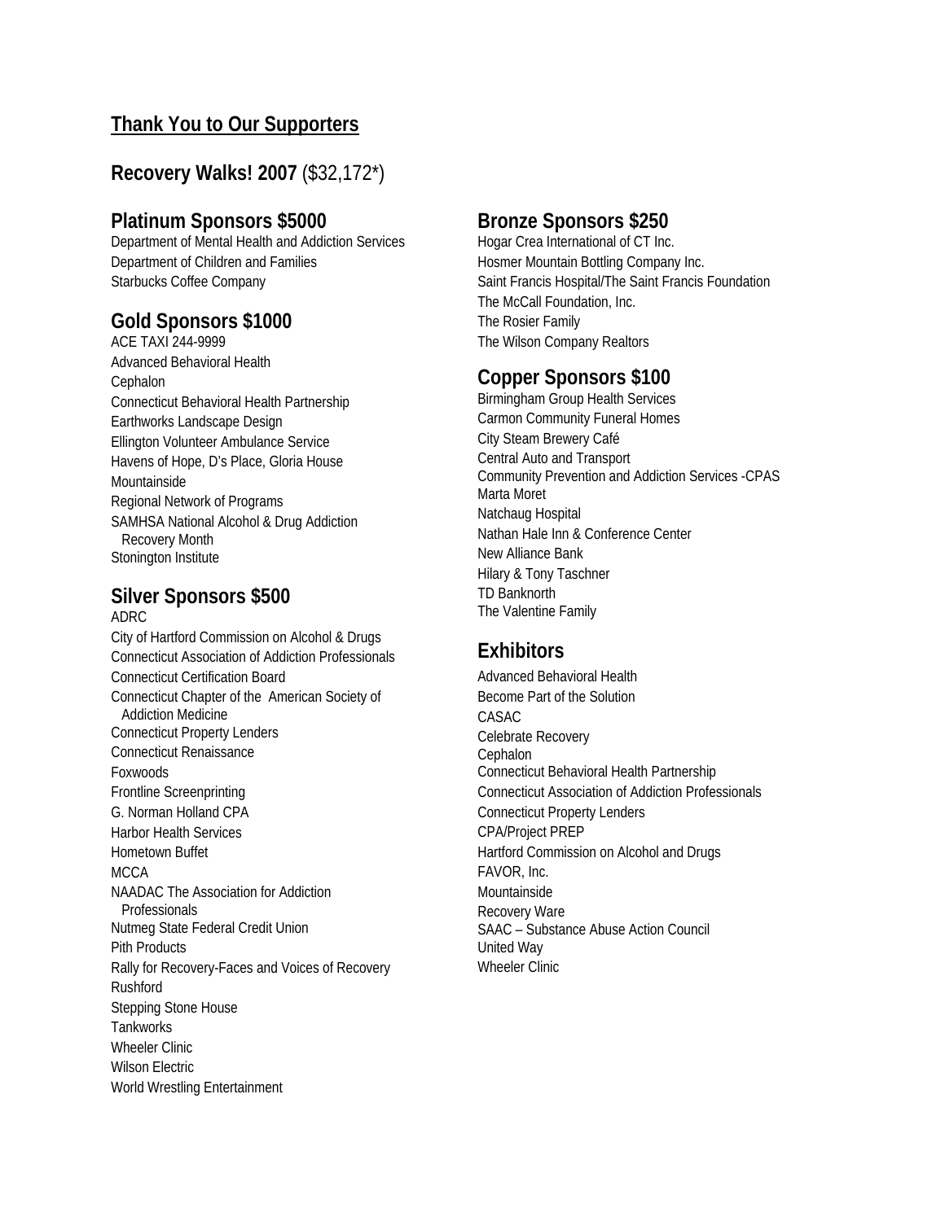## Thank You to Our Supporters

### **Recovery Walks! 2007** ($32,172*)

### Platinum Sponsors $5000

Department of Mental Health and Addiction Services
Department of Children and Families
Starbucks Coffee Company

### Gold Sponsors $1000

ACE TAXI 244-9999
Advanced Behavioral Health
Cephalon
Connecticut Behavioral Health Partnership
Earthworks Landscape Design
Ellington Volunteer Ambulance Service
Havens of Hope, D's Place, Gloria House
Mountainside
Regional Network of Programs
SAMHSA National Alcohol & Drug Addiction Recovery Month
Stonington Institute

### Silver Sponsors $500

ADRC
City of Hartford Commission on Alcohol & Drugs
Connecticut Association of Addiction Professionals
Connecticut Certification Board
Connecticut Chapter of the American Society of Addiction Medicine
Connecticut Property Lenders
Connecticut Renaissance
Foxwoods
Frontline Screenprinting
G. Norman Holland CPA
Harbor Health Services
Hometown Buffet
MCCA
NAADAC The Association for Addiction Professionals
Nutmeg State Federal Credit Union
Pith Products
Rally for Recovery-Faces and Voices of Recovery
Rushford
Stepping Stone House
Tankworks
Wheeler Clinic
Wilson Electric
World Wrestling Entertainment

### Bronze Sponsors $250

Hogar Crea International of CT Inc.
Hosmer Mountain Bottling Company Inc.
Saint Francis Hospital/The Saint Francis Foundation
The McCall Foundation, Inc.
The Rosier Family
The Wilson Company Realtors

### Copper Sponsors $100

Birmingham Group Health Services
Carmon Community Funeral Homes
City Steam Brewery Café
Central Auto and Transport
Community Prevention and Addiction Services -CPAS
Marta Moret
Natchaug Hospital
Nathan Hale Inn & Conference Center
New Alliance Bank
Hilary & Tony Taschner
TD Banknorth
The Valentine Family

### Exhibitors

Advanced Behavioral Health
Become Part of the Solution
CASAC
Celebrate Recovery
Cephalon
Connecticut Behavioral Health Partnership
Connecticut Association of Addiction Professionals
Connecticut Property Lenders
CPA/Project PREP
Hartford Commission on Alcohol and Drugs
FAVOR, Inc.
Mountainside
Recovery Ware
SAAC – Substance Abuse Action Council
United Way
Wheeler Clinic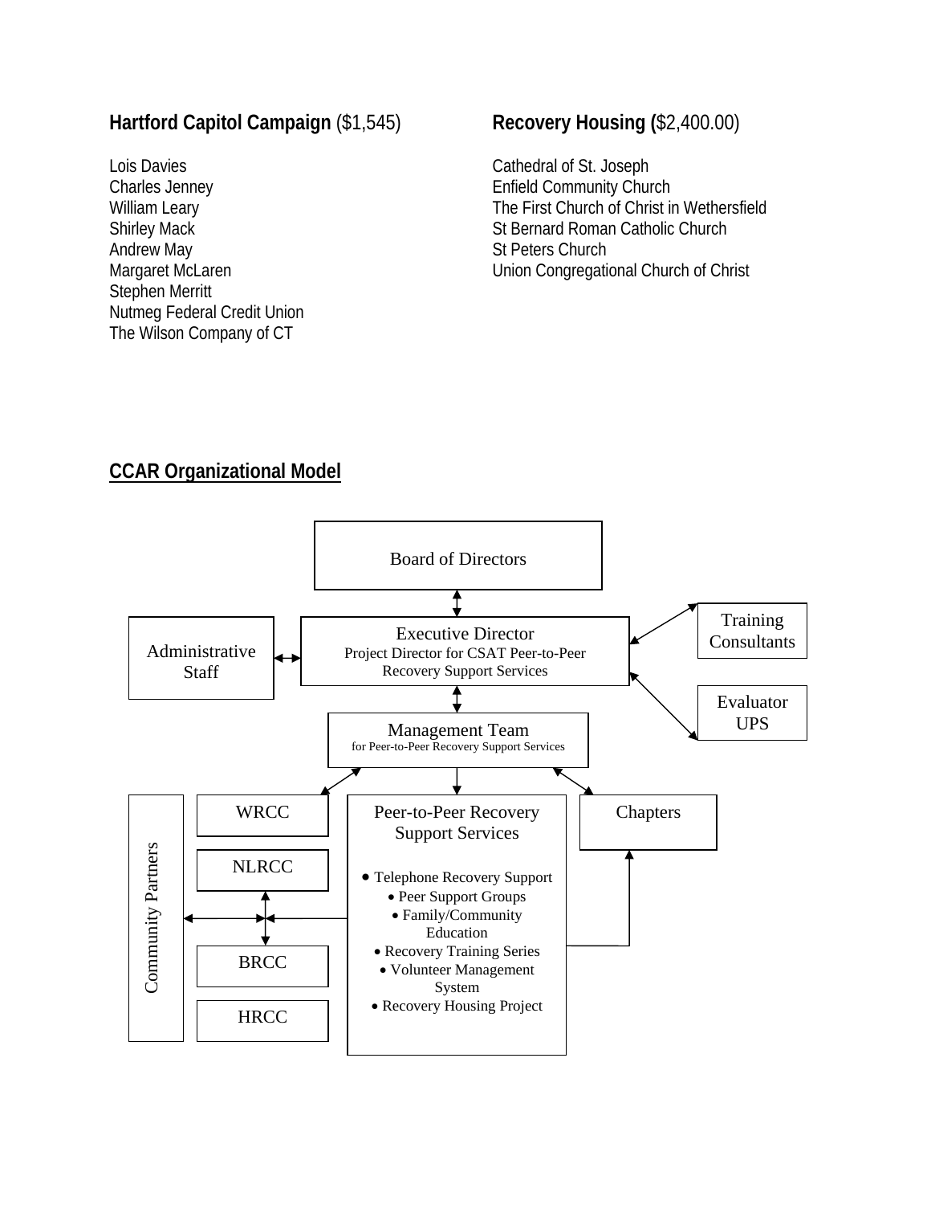**Hartford Capitol Campaign** ($1,545)

Lois Davies
Charles Jenney
William Leary
Shirley Mack
Andrew May
Margaret McLaren
Stephen Merritt
Nutmeg Federal Credit Union
The Wilson Company of CT

**Recovery Housing (**$2,400.00)

Cathedral of St. Joseph
Enfield Community Church
The First Church of Christ in Wethersfield
St Bernard Roman Catholic Church
St Peters Church
Union Congregational Church of Christ

## CCAR Organizational Model

Board of Directors

Administrative Staff

Executive Director
Project Director for CSAT Peer-to-Peer Recovery Support Services

Training Consultants

Evaluator UPS

Management Team
for Peer-to-Peer Recovery Support Services

Community Partners

WRCC

NLRCC

BRCC

HRCC

Peer-to-Peer Recovery Support Services

- Telephone Recovery Support
- Peer Support Groups
- Family/Community Education
- Recovery Training Series
- Volunteer Management System
- Recovery Housing Project

Chapters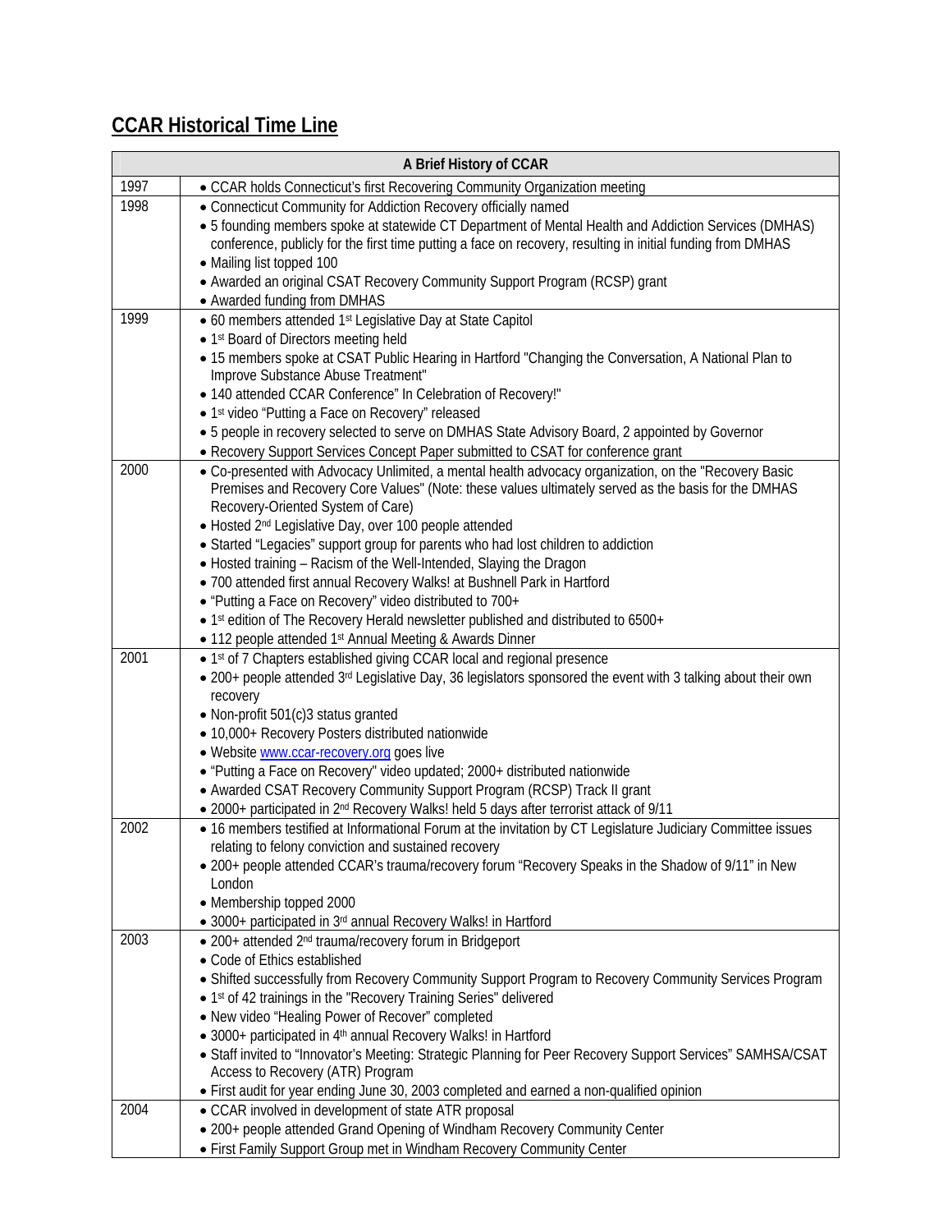## CCAR Historical Time Line

| A Brief History of CCAR | |
|---|---|
| 1997 | • CCAR holds Connecticut's first Recovering Community Organization meeting |
| 1998 | • Connecticut Community for Addiction Recovery officially named<br>• 5 founding members spoke at statewide CT Department of Mental Health and Addiction Services (DMHAS) conference, publicly for the first time putting a face on recovery, resulting in initial funding from DMHAS<br>• Mailing list topped 100<br>• Awarded an original CSAT Recovery Community Support Program (RCSP) grant<br>• Awarded funding from DMHAS |
| 1999 | • 60 members attended 1st Legislative Day at State Capitol<br>• 1st Board of Directors meeting held<br>• 15 members spoke at CSAT Public Hearing in Hartford "Changing the Conversation, A National Plan to Improve Substance Abuse Treatment"<br>• 140 attended CCAR Conference" In Celebration of Recovery!"<br>• 1st video "Putting a Face on Recovery" released<br>• 5 people in recovery selected to serve on DMHAS State Advisory Board, 2 appointed by Governor<br>• Recovery Support Services Concept Paper submitted to CSAT for conference grant |
| 2000 | • Co-presented with Advocacy Unlimited, a mental health advocacy organization, on the "Recovery Basic Premises and Recovery Core Values" (Note: these values ultimately served as the basis for the DMHAS Recovery-Oriented System of Care)<br>• Hosted 2nd Legislative Day, over 100 people attended<br>• Started "Legacies" support group for parents who had lost children to addiction<br>• Hosted training – Racism of the Well-Intended, Slaying the Dragon<br>• 700 attended first annual Recovery Walks! at Bushnell Park in Hartford<br>• "Putting a Face on Recovery" video distributed to 700+<br>• 1st edition of The Recovery Herald newsletter published and distributed to 6500+<br>• 112 people attended 1st Annual Meeting & Awards Dinner |
| 2001 | • 1st of 7 Chapters established giving CCAR local and regional presence<br>• 200+ people attended 3rd Legislative Day, 36 legislators sponsored the event with 3 talking about their own recovery<br>• Non-profit 501(c)3 status granted<br>• 10,000+ Recovery Posters distributed nationwide<br>• Website www.ccar-recovery.org goes live<br>• "Putting a Face on Recovery" video updated; 2000+ distributed nationwide<br>• Awarded CSAT Recovery Community Support Program (RCSP) Track II grant<br>• 2000+ participated in 2nd Recovery Walks! held 5 days after terrorist attack of 9/11 |
| 2002 | • 16 members testified at Informational Forum at the invitation by CT Legislature Judiciary Committee issues relating to felony conviction and sustained recovery<br>• 200+ people attended CCAR's trauma/recovery forum "Recovery Speaks in the Shadow of 9/11" in New London<br>• Membership topped 2000<br>• 3000+ participated in 3rd annual Recovery Walks! in Hartford |
| 2003 | • 200+ attended 2nd trauma/recovery forum in Bridgeport<br>• Code of Ethics established<br>• Shifted successfully from Recovery Community Support Program to Recovery Community Services Program<br>• 1st of 42 trainings in the "Recovery Training Series" delivered<br>• New video "Healing Power of Recover" completed<br>• 3000+ participated in 4th annual Recovery Walks! in Hartford<br>• Staff invited to "Innovator's Meeting: Strategic Planning for Peer Recovery Support Services" SAMHSA/CSAT Access to Recovery (ATR) Program<br>• First audit for year ending June 30, 2003 completed and earned a non-qualified opinion |
| 2004 | • CCAR involved in development of state ATR proposal<br>• 200+ people attended Grand Opening of Windham Recovery Community Center<br>• First Family Support Group met in Windham Recovery Community Center |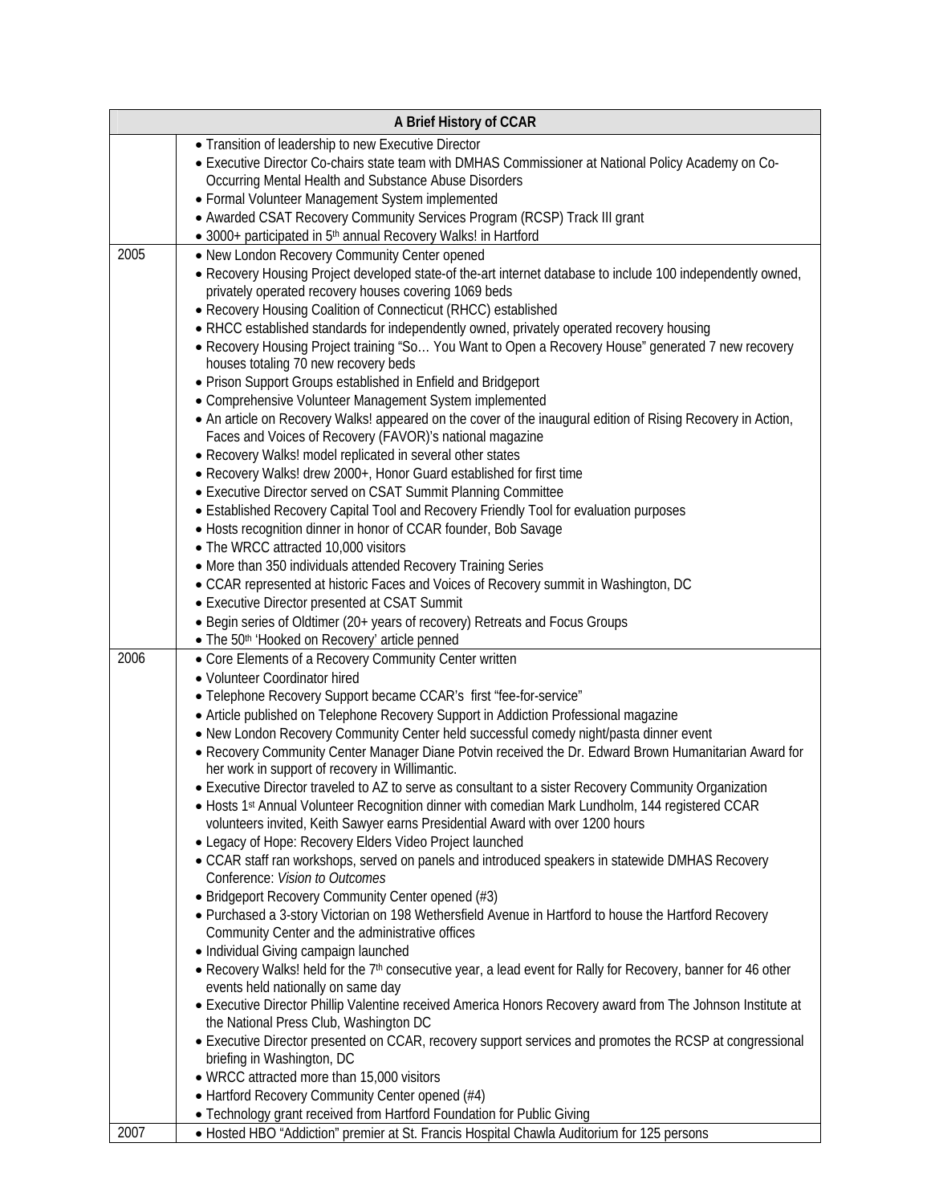| A Brief History of CCAR | |
|---|---|
| | • Transition of leadership to new Executive Director<br>• Executive Director Co-chairs state team with DMHAS Commissioner at National Policy Academy on Co-Occurring Mental Health and Substance Abuse Disorders<br>• Formal Volunteer Management System implemented<br>• Awarded CSAT Recovery Community Services Program (RCSP) Track III grant<br>• 3000+ participated in 5th annual Recovery Walks! in Hartford |
| 2005 | • New London Recovery Community Center opened<br>• Recovery Housing Project developed state-of the-art internet database to include 100 independently owned, privately operated recovery houses covering 1069 beds<br>• Recovery Housing Coalition of Connecticut (RHCC) established<br>• RHCC established standards for independently owned, privately operated recovery housing<br>• Recovery Housing Project training "So… You Want to Open a Recovery House" generated 7 new recovery houses totaling 70 new recovery beds<br>• Prison Support Groups established in Enfield and Bridgeport<br>• Comprehensive Volunteer Management System implemented<br>• An article on Recovery Walks! appeared on the cover of the inaugural edition of Rising Recovery in Action, Faces and Voices of Recovery (FAVOR)'s national magazine<br>• Recovery Walks! model replicated in several other states<br>• Recovery Walks! drew 2000+, Honor Guard established for first time<br>• Executive Director served on CSAT Summit Planning Committee<br>• Established Recovery Capital Tool and Recovery Friendly Tool for evaluation purposes<br>• Hosts recognition dinner in honor of CCAR founder, Bob Savage<br>• The WRCC attracted 10,000 visitors<br>• More than 350 individuals attended Recovery Training Series<br>• CCAR represented at historic Faces and Voices of Recovery summit in Washington, DC<br>• Executive Director presented at CSAT Summit<br>• Begin series of Oldtimer (20+ years of recovery) Retreats and Focus Groups<br>• The 50th 'Hooked on Recovery' article penned |
| 2006 | • Core Elements of a Recovery Community Center written<br>• Volunteer Coordinator hired<br>• Telephone Recovery Support became CCAR's first "fee-for-service"<br>• Article published on Telephone Recovery Support in Addiction Professional magazine<br>• New London Recovery Community Center held successful comedy night/pasta dinner event<br>• Recovery Community Center Manager Diane Potvin received the Dr. Edward Brown Humanitarian Award for her work in support of recovery in Willimantic.<br>• Executive Director traveled to AZ to serve as consultant to a sister Recovery Community Organization<br>• Hosts 1st Annual Volunteer Recognition dinner with comedian Mark Lundholm, 144 registered CCAR volunteers invited, Keith Sawyer earns Presidential Award with over 1200 hours<br>• Legacy of Hope: Recovery Elders Video Project launched<br>• CCAR staff ran workshops, served on panels and introduced speakers in statewide DMHAS Recovery Conference: *Vision to Outcomes*<br>• Bridgeport Recovery Community Center opened (#3)<br>• Purchased a 3-story Victorian on 198 Wethersfield Avenue in Hartford to house the Hartford Recovery Community Center and the administrative offices<br>• Individual Giving campaign launched<br>• Recovery Walks! held for the 7th consecutive year, a lead event for Rally for Recovery, banner for 46 other events held nationally on same day<br>• Executive Director Phillip Valentine received America Honors Recovery award from The Johnson Institute at the National Press Club, Washington DC<br>• Executive Director presented on CCAR, recovery support services and promotes the RCSP at congressional briefing in Washington, DC<br>• WRCC attracted more than 15,000 visitors<br>• Hartford Recovery Community Center opened (#4)<br>• Technology grant received from Hartford Foundation for Public Giving |
| 2007 | • Hosted HBO "Addiction" premier at St. Francis Hospital Chawla Auditorium for 125 persons |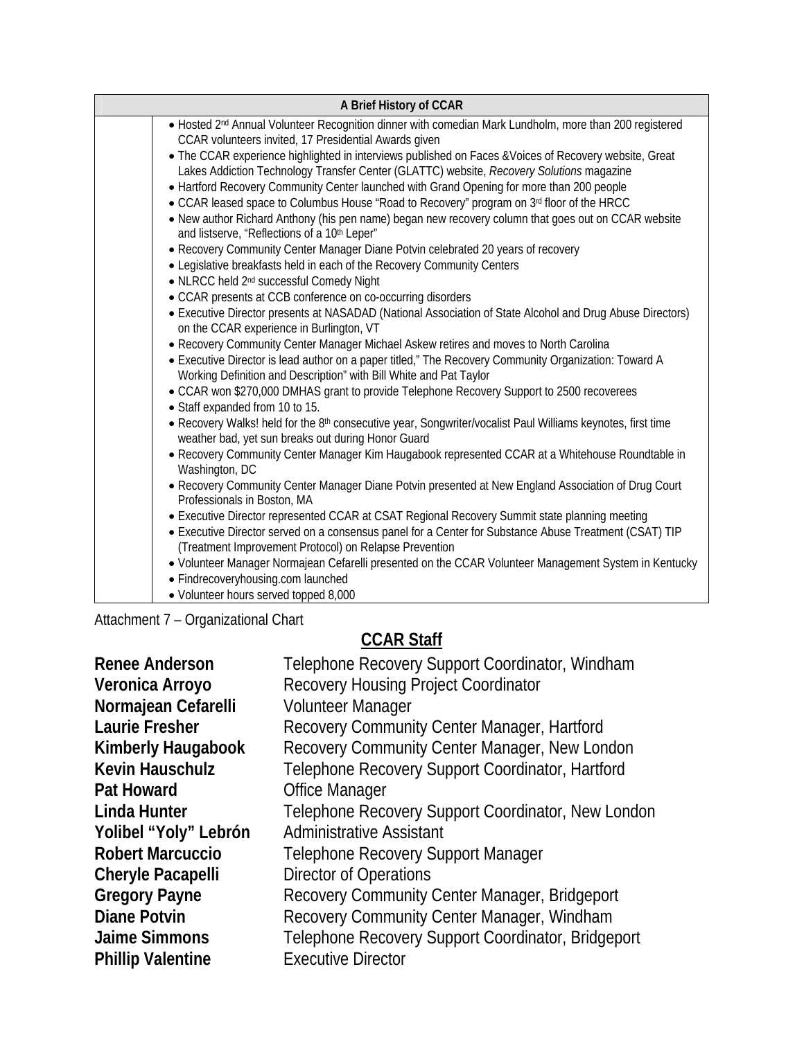| A Brief History of CCAR | |
|---|---|
| | • Hosted 2nd Annual Volunteer Recognition dinner with comedian Mark Lundholm, more than 200 registered CCAR volunteers invited, 17 Presidential Awards given<br>• The CCAR experience highlighted in interviews published on Faces &Voices of Recovery website, Great Lakes Addiction Technology Transfer Center (GLATTC) website, *Recovery Solutions* magazine<br>• Hartford Recovery Community Center launched with Grand Opening for more than 200 people<br>• CCAR leased space to Columbus House "Road to Recovery" program on 3rd floor of the HRCC<br>• New author Richard Anthony (his pen name) began new recovery column that goes out on CCAR website and listserve, "Reflections of a 10th Leper"<br>• Recovery Community Center Manager Diane Potvin celebrated 20 years of recovery<br>• Legislative breakfasts held in each of the Recovery Community Centers<br>• NLRCC held 2nd successful Comedy Night<br>• CCAR presents at CCB conference on co-occurring disorders<br>• Executive Director presents at NASADAD (National Association of State Alcohol and Drug Abuse Directors) on the CCAR experience in Burlington, VT<br>• Recovery Community Center Manager Michael Askew retires and moves to North Carolina<br>• Executive Director is lead author on a paper titled," The Recovery Community Organization: Toward A Working Definition and Description" with Bill White and Pat Taylor<br>• CCAR won $270,000 DMHAS grant to provide Telephone Recovery Support to 2500 recoverees<br>• Staff expanded from 10 to 15.<br>• Recovery Walks! held for the 8th consecutive year, Songwriter/vocalist Paul Williams keynotes, first time weather bad, yet sun breaks out during Honor Guard<br>• Recovery Community Center Manager Kim Haugabook represented CCAR at a Whitehouse Roundtable in Washington, DC<br>• Recovery Community Center Manager Diane Potvin presented at New England Association of Drug Court Professionals in Boston, MA<br>• Executive Director represented CCAR at CSAT Regional Recovery Summit state planning meeting<br>• Executive Director served on a consensus panel for a Center for Substance Abuse Treatment (CSAT) TIP (Treatment Improvement Protocol) on Relapse Prevention<br>• Volunteer Manager Normajean Cefarelli presented on the CCAR Volunteer Management System in Kentucky<br>• Findrecoveryhousing.com launched<br>• Volunteer hours served topped 8,000 |

Attachment 7 – Organizational Chart

## CCAR Staff

**Renee Anderson** Telephone Recovery Support Coordinator, Windham
**Veronica Arroyo** Recovery Housing Project Coordinator
**Normajean Cefarelli** Volunteer Manager
**Laurie Fresher** Recovery Community Center Manager, Hartford
**Kimberly Haugabook** Recovery Community Center Manager, New London
**Kevin Hauschulz** Telephone Recovery Support Coordinator, Hartford
**Pat Howard** Office Manager
**Linda Hunter** Telephone Recovery Support Coordinator, New London
**Yolibel "Yoly" Lebrón** Administrative Assistant
**Robert Marcuccio** Telephone Recovery Support Manager
**Cheryle Pacapelli** Director of Operations
**Gregory Payne** Recovery Community Center Manager, Bridgeport
**Diane Potvin** Recovery Community Center Manager, Windham
**Jaime Simmons** Telephone Recovery Support Coordinator, Bridgeport
**Phillip Valentine** Executive Director